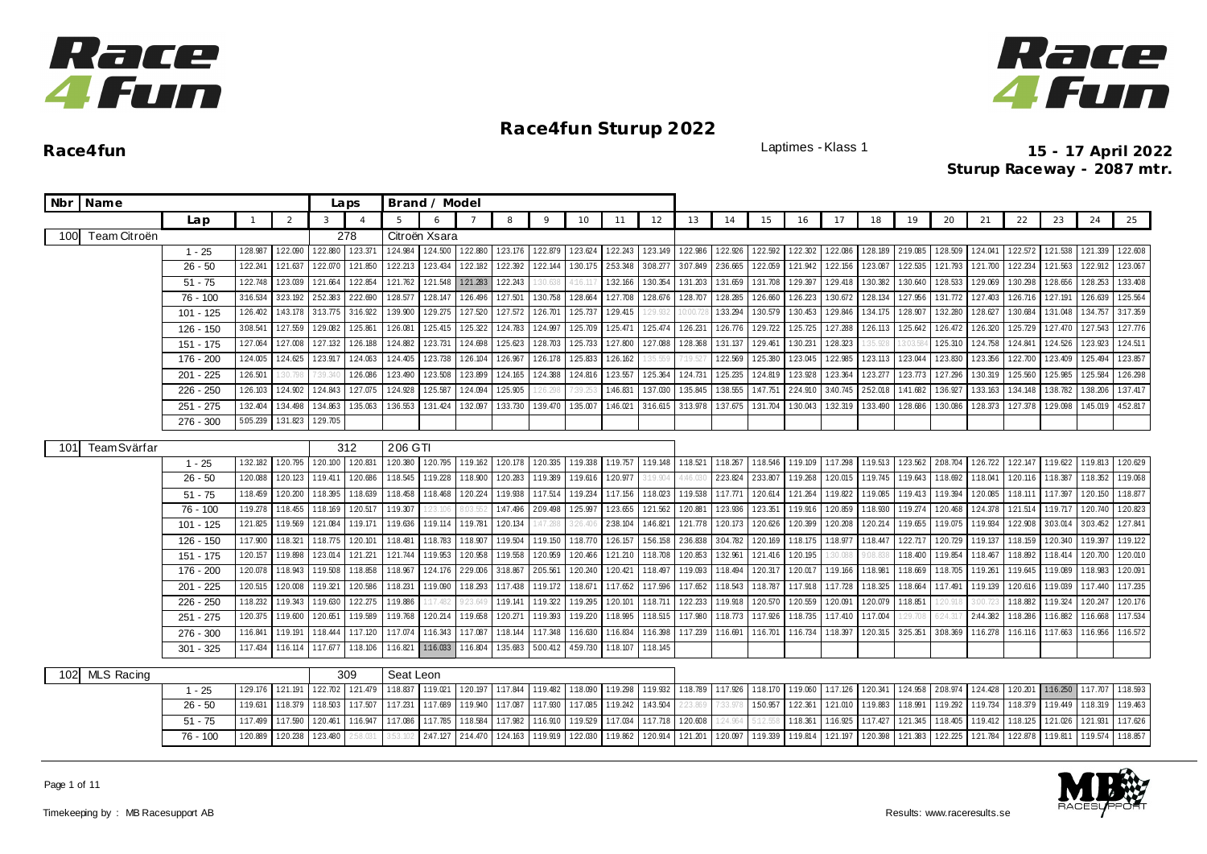# Race4fun Sturup 2022

**Race4fun**

Laptimes - Klass 1

**15 - 17 April 2022**
**Sturup Raceway - 2087 mtr.**

| Nbr | Name | | Laps | | Brand / Model | | | | | | | | | | | | | | | | | | | | | | |
|---|---|---|---|---|---|---|---|---|---|---|---|---|---|---|---|---|---|---|---|---|---|---|---|---|---|---|---|
| | | Lap | 1 | 2 | 3 | 4 | 5 | 6 | 7 | 8 | 9 | 10 | 11 | 12 | 13 | 14 | 15 | 16 | 17 | 18 | 19 | 20 | 21 | 22 | 23 | 24 | 25 |
| 100 | Team Citroën | | | | 278 | | Citroën Xsara | | | | | | | | | | | | | | | | | | | | |
| | | 1 - 25 | 1:28.987 | 1:22.090 | 1:22.880 | 1:23.371 | 1:24.984 | 1:24.500 | 1:22.880 | 1:23.176 | 1:22.879 | 1:23.624 | 1:22.243 | 1:23.149 | 1:22.986 | 1:22.926 | 1:22.592 | 1:22.302 | 1:22.086 | 1:28.189 | 2:19.085 | 1:28.509 | 1:24.041 | 1:22.572 | 1:21.538 | 1:21.339 | 1:22.608 |
| | | 26 - 50 | 1:22.241 | 1:21.637 | 1:22.070 | 1:21.850 | 1:22.213 | 1:23.434 | 1:22.182 | 1:22.392 | 1:22.144 | 1:30.175 | 2:53.348 | 3:08.277 | 3:07.849 | 2:36.665 | 1:22.059 | 1:21.942 | 1:22.156 | 1:23.087 | 1:22.535 | 1:21.793 | 1:21.700 | 1:22.234 | 1:21.563 | 1:22.912 | 1:23.067 |
| | | 51 - 75 | 1:22.748 | 1:23.039 | 1:21.664 | 1:22.854 | 1:21.762 | 1:21.548 | 1:21.283 | 1:22.243 | 1:30.638 | 4:16.117 | 1:32.166 | 1:30.354 | 1:31.203 | 1:31.659 | 1:31.708 | 1:29.397 | 1:29.418 | 1:30.382 | 1:30.640 | 1:28.533 | 1:29.069 | 1:30.298 | 1:28.656 | 1:28.253 | 1:33.408 |
| | | 76 - 100 | 3:16.534 | 3:23.192 | 2:52.383 | 2:22.690 | 1:28.577 | 1:28.147 | 1:26.496 | 1:27.501 | 1:30.758 | 1:28.664 | 1:27.708 | 1:28.676 | 1:28.707 | 1:28.285 | 1:26.660 | 1:26.223 | 1:30.672 | 1:28.134 | 1:27.956 | 1:31.772 | 1:27.403 | 1:26.716 | 1:27.191 | 1:26.639 | 1:25.564 |
| | | 101 - 125 | 1:26.402 | 1:43.178 | 3:13.775 | 3:16.922 | 1:39.900 | 1:29.275 | 1:27.520 | 1:27.572 | 1:26.701 | 1:25.737 | 1:29.415 | 1:29.932 | 10:00.728 | 1:33.294 | 1:30.579 | 1:30.453 | 1:29.846 | 1:34.175 | 1:28.907 | 1:32.280 | 1:28.627 | 1:30.684 | 1:31.048 | 1:34.757 | 3:17.359 |
| | | 126 - 150 | 3:08.541 | 1:27.559 | 1:29.082 | 1:25.861 | 1:26.081 | 1:25.415 | 1:25.322 | 1:24.783 | 1:24.997 | 1:25.709 | 1:25.471 | 1:25.474 | 1:26.231 | 1:26.776 | 1:29.722 | 1:25.725 | 1:27.288 | 1:26.113 | 1:25.642 | 1:26.472 | 1:26.320 | 1:25.729 | 1:27.470 | 1:27.543 | 1:27.776 |
| | | 151 - 175 | 1:27.064 | 1:27.008 | 1:27.132 | 1:26.188 | 1:24.882 | 1:23.731 | 1:24.698 | 1:25.623 | 1:28.703 | 1:25.733 | 1:27.800 | 1:27.088 | 1:28.368 | 1:31.137 | 1:29.461 | 1:30.231 | 1:28.323 | 1:35.928 | 13:03.584 | 1:25.310 | 1:24.758 | 1:24.841 | 1:24.526 | 1:23.923 | 1:24.511 |
| | | 176 - 200 | 1:24.005 | 1:24.625 | 1:23.917 | 1:24.063 | 1:24.405 | 1:23.738 | 1:26.104 | 1:26.967 | 1:26.178 | 1:25.833 | 1:26.162 | 1:35.559 | 7:19.527 | 1:22.569 | 1:25.380 | 1:23.045 | 1:22.985 | 1:23.113 | 1:23.044 | 1:23.830 | 1:23.356 | 1:22.700 | 1:23.409 | 1:25.494 | 1:23.857 |
| | | 201 - 225 | 1:26.501 | 1:30.798 | 7:39.340 | 1:26.086 | 1:23.490 | 1:23.508 | 1:23.899 | 1:24.165 | 1:24.388 | 1:24.816 | 1:23.557 | 1:25.364 | 1:24.731 | 1:25.235 | 1:24.819 | 1:23.928 | 1:23.364 | 1:23.277 | 1:23.773 | 1:27.296 | 1:30.319 | 1:25.560 | 1:25.985 | 1:25.584 | 1:26.298 |
| | | 226 - 250 | 1:26.103 | 1:24.902 | 1:24.843 | 1:27.075 | 1:24.928 | 1:25.587 | 1:24.094 | 1:25.905 | 1:26.298 | 7:39.253 | 1:46.831 | 1:37.030 | 1:35.845 | 1:38.555 | 1:47.751 | 2:24.910 | 3:40.745 | 2:52.018 | 1:41.682 | 1:36.927 | 1:33.163 | 1:34.148 | 1:38.782 | 1:38.206 | 1:37.417 |
| | | 251 - 275 | 1:32.404 | 1:34.498 | 1:34.863 | 1:35.063 | 1:36.553 | 1:31.424 | 1:32.097 | 1:33.730 | 1:39.470 | 1:35.007 | 1:46.021 | 3:16.615 | 3:13.978 | 1:37.675 | 1:31.704 | 1:30.043 | 1:32.319 | 1:33.490 | 1:28.686 | 1:30.086 | 1:28.373 | 1:27.378 | 1:29.098 | 1:45.019 | 4:52.817 |
| | | 276 - 300 | 5:05.239 | 1:31.823 | 1:29.705 | | | | | | | | | | | | | | | | | | | | | | |
| 101 | Team Svärfar | | | | 312 | | 206 GTI | | | | | | | | | | | | | | | | | | | | |
| | | 1 - 25 | 1:32.182 | 1:20.795 | 1:20.100 | 1:20.831 | 1:20.380 | 1:20.795 | 1:19.162 | 1:20.178 | 1:20.335 | 1:19.338 | 1:19.757 | 1:19.148 | 1:18.521 | 1:18.267 | 1:18.546 | 1:19.109 | 1:17.298 | 1:19.513 | 1:23.562 | 2:08.704 | 1:26.722 | 1:22.147 | 1:19.622 | 1:19.813 | 1:20.629 |
| | | 26 - 50 | 1:20.088 | 1:20.123 | 1:19.411 | 1:20.686 | 1:18.545 | 1:19.228 | 1:18.900 | 1:20.283 | 1:19.389 | 1:19.616 | 1:20.977 | 3:19.904 | 4:46.030 | 2:23.824 | 2:33.807 | 1:19.268 | 1:20.015 | 1:19.745 | 1:19.643 | 1:18.692 | 1:18.041 | 1:20.116 | 1:18.387 | 1:18.352 | 1:19.058 |
| | | 51 - 75 | 1:18.459 | 1:20.200 | 1:18.395 | 1:18.639 | 1:18.458 | 1:18.468 | 1:20.224 | 1:19.938 | 1:17.514 | 1:19.234 | 1:17.156 | 1:18.023 | 1:19.538 | 1:17.771 | 1:20.614 | 1:21.264 | 1:19.822 | 1:19.085 | 1:19.413 | 1:19.394 | 1:20.085 | 1:18.111 | 1:17.397 | 1:20.150 | 1:18.877 |
| | | 76 - 100 | 1:19.278 | 1:18.455 | 1:18.169 | 1:20.517 | 1:19.307 | 1:23.106 | 8:03.552 | 1:47.496 | 2:09.498 | 1:25.997 | 1:23.655 | 1:21.562 | 1:20.881 | 1:23.936 | 1:23.351 | 1:19.916 | 1:20.859 | 1:18.930 | 1:19.274 | 1:20.468 | 1:24.378 | 1:21.514 | 1:19.717 | 1:20.740 | 1:20.823 |
| | | 101 - 125 | 1:21.825 | 1:19.569 | 1:21.084 | 1:19.171 | 1:19.636 | 1:19.114 | 1:19.781 | 1:20.134 | 1:47.288 | 3:26.406 | 2:38.104 | 1:46.821 | 1:21.778 | 1:20.173 | 1:20.626 | 1:20.399 | 1:20.208 | 1:20.214 | 1:19.655 | 1:19.075 | 1:19.934 | 1:22.908 | 3:03.014 | 3:03.452 | 1:27.841 |
| | | 126 - 150 | 1:17.900 | 1:18.321 | 1:18.775 | 1:20.101 | 1:18.481 | 1:18.783 | 1:18.907 | 1:19.504 | 1:19.150 | 1:18.770 | 1:26.157 | 1:56.158 | 2:36.838 | 3:04.782 | 1:20.169 | 1:18.175 | 1:18.977 | 1:18.447 | 1:22.717 | 1:20.729 | 1:19.137 | 1:18.159 | 1:20.340 | 1:19.397 | 1:19.122 |
| | | 151 - 175 | 1:20.157 | 1:19.898 | 1:23.014 | 1:21.221 | 1:21.744 | 1:19.953 | 1:20.958 | 1:19.558 | 1:20.959 | 1:20.466 | 1:21.210 | 1:18.708 | 1:20.853 | 1:32.961 | 1:21.416 | 1:20.195 | 1:30.088 | 9:08.838 | 1:18.400 | 1:19.854 | 1:18.467 | 1:18.892 | 1:18.414 | 1:20.700 | 1:20.010 |
| | | 176 - 200 | 1:20.078 | 1:18.943 | 1:19.508 | 1:18.858 | 1:18.967 | 1:24.176 | 2:29.006 | 3:18.867 | 2:05.561 | 1:20.240 | 1:20.421 | 1:18.497 | 1:19.093 | 1:18.494 | 1:20.317 | 1:20.017 | 1:19.166 | 1:18.981 | 1:18.669 | 1:18.705 | 1:19.261 | 1:19.645 | 1:19.089 | 1:18.983 | 1:20.091 |
| | | 201 - 225 | 1:20.515 | 1:20.008 | 1:19.321 | 1:20.586 | 1:18.231 | 1:19.090 | 1:18.293 | 1:17.438 | 1:19.172 | 1:18.671 | 1:17.652 | 1:17.596 | 1:17.652 | 1:18.543 | 1:18.787 | 1:17.918 | 1:17.728 | 1:18.325 | 1:18.664 | 1:17.491 | 1:19.139 | 1:20.616 | 1:19.039 | 1:17.440 | 1:17.235 |
| | | 226 - 250 | 1:18.232 | 1:19.343 | 1:19.630 | 1:22.275 | 1:19.886 | 1:17.482 | 9:23.649 | 1:19.141 | 1:19.322 | 1:19.295 | 1:20.101 | 1:18.711 | 1:22.233 | 1:19.918 | 1:20.570 | 1:20.559 | 1:20.091 | 1:20.079 | 1:18.851 | 1:20.918 | 3:00.723 | 1:18.882 | 1:19.324 | 1:20.247 | 1:20.176 |
| | | 251 - 275 | 1:20.375 | 1:19.600 | 1:20.651 | 1:19.589 | 1:19.768 | 1:20.214 | 1:19.658 | 1:20.271 | 1:19.393 | 1:19.220 | 1:18.995 | 1:18.515 | 1:17.980 | 1:18.773 | 1:17.926 | 1:18.735 | 1:17.410 | 1:17.004 | 1:29.706 | 6:24.317 | 2:44.382 | 1:18.286 | 1:16.882 | 1:16.668 | 1:17.534 |
| | | 276 - 300 | 1:16.841 | 1:19.191 | 1:18.444 | 1:17.120 | 1:17.074 | 1:16.343 | 1:17.087 | 1:18.144 | 1:17.348 | 1:16.630 | 1:16.834 | 1:16.398 | 1:17.239 | 1:16.691 | 1:16.701 | 1:16.734 | 1:18.397 | 1:20.315 | 3:25.351 | 3:08.369 | 1:16.278 | 1:16.116 | 1:17.663 | 1:16.956 | 1:16.572 |
| | | 301 - 325 | 1:17.434 | 1:16.114 | 1:17.677 | 1:18.106 | 1:16.821 | 1:16.033 | 1:16.804 | 1:35.683 | 5:00.412 | 4:59.730 | 1:18.107 | 1:18.145 | | | | | | | | | | | | | |
| 102 | MLS Racing | | | | 309 | | Seat Leon | | | | | | | | | | | | | | | | | | | | |
| | | 1 - 25 | 1:29.176 | 1:21.191 | 1:22.702 | 1:21.479 | 1:18.837 | 1:19.021 | 1:20.197 | 1:17.844 | 1:19.482 | 1:18.090 | 1:19.298 | 1:19.932 | 1:18.789 | 1:17.926 | 1:18.170 | 1:19.060 | 1:17.126 | 1:20.341 | 1:24.958 | 2:08.974 | 1:24.428 | 1:20.201 | 1:16.250 | 1:17.707 | 1:18.593 |
| | | 26 - 50 | 1:19.631 | 1:18.379 | 1:18.503 | 1:17.507 | 1:17.231 | 1:17.689 | 1:19.940 | 1:17.087 | 1:17.930 | 1:17.085 | 1:19.242 | 1:43.504 | 2:23.869 | 7:33.978 | 1:50.957 | 1:22.361 | 1:21.010 | 1:19.883 | 1:18.991 | 1:19.292 | 1:19.734 | 1:18.379 | 1:19.449 | 1:18.319 | 1:19.463 |
| | | 51 - 75 | 1:17.499 | 1:17.590 | 1:20.461 | 1:16.947 | 1:17.086 | 1:17.785 | 1:18.584 | 1:17.982 | 1:16.910 | 1:19.529 | 1:17.034 | 1:17.718 | 1:20.608 | 1:24.964 | 3:12.556 | 1:18.361 | 1:16.925 | 1:17.427 | 1:21.345 | 1:18.405 | 1:19.412 | 1:18.125 | 1:21.026 | 1:21.931 | 1:17.626 |
| | | 76 - 100 | 1:20.889 | 1:20.238 | 1:23.480 | 2:58.031 | 3:53.102 | 2:47.127 | 2:14.470 | 1:24.163 | 1:19.919 | 1:22.030 | 1:19.862 | 1:20.914 | 1:21.201 | 1:20.097 | 1:19.339 | 1:19.814 | 1:21.197 | 1:20.398 | 1:21.383 | 1:22.225 | 1:21.784 | 1:22.878 | 1:19.811 | 1:19.574 | 1:18.857 |

Timekeeping by : MB Racesupport AB

Results: www.raceresults.se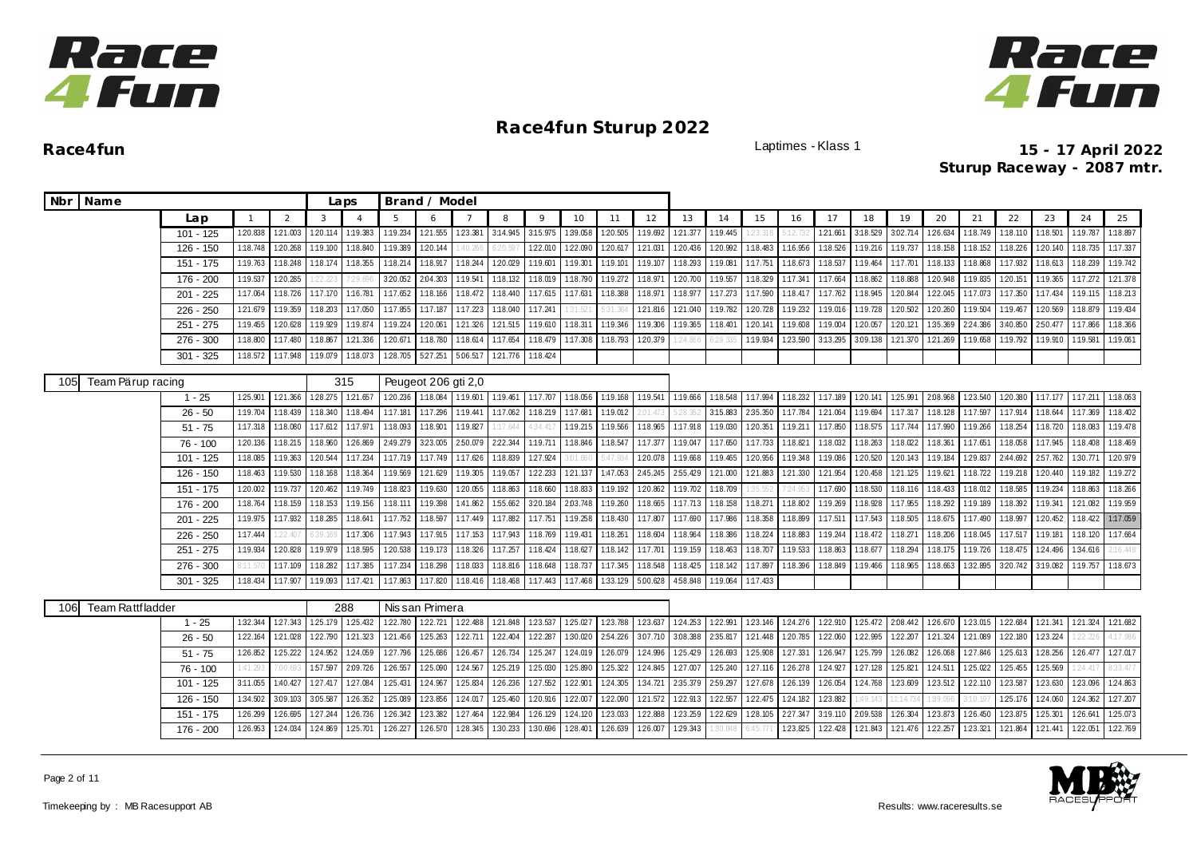# Race4fun Sturup 2022

**Race4fun** — Laptimes - Klass 1

**15 - 17 April 2022**
**Sturup Raceway - 2087 mtr.**

| Nbr | Name | | Laps | Brand / Model | | | | | | | | | | | | | | | | | | | | | | | |
|---|---|---|---|---|---|---|---|---|---|---|---|---|---|---|---|---|---|---|---|---|---|---|---|---|---|---|---|
| | | Lap | 1 | 2 | 3 | 4 | 5 | 6 | 7 | 8 | 9 | 10 | 11 | 12 | 13 | 14 | 15 | 16 | 17 | 18 | 19 | 20 | 21 | 22 | 23 | 24 | 25 |
| | | 101 - 125 | 1:20.838 | 1:21.003 | 1:20.114 | 1:19.383 | 1:19.234 | 1:21.555 | 1:23.381 | 3:14.945 | 3:15.975 | 1:39.058 | 1:20.505 | 1:19.692 | 1:21.377 | 1:19.445 | 1:23.316 | 5:12.732 | 1:21.661 | 3:18.529 | 3:02.714 | 1:26.634 | 1:18.749 | 1:18.110 | 1:18.501 | 1:19.787 | 1:18.897 |
| | | 126 - 150 | 1:18.748 | 1:20.268 | 1:19.100 | 1:18.840 | 1:19.389 | 1:20.144 | 1:40.266 | 6:20.597 | 1:22.010 | 1:22.090 | 1:20.617 | 1:21.031 | 1:20.436 | 1:20.992 | 1:18.483 | 1:16.956 | 1:18.526 | 1:19.216 | 1:19.737 | 1:20.844 | 1:22.045 | 1:17.073 | 1:17.350 | 1:17.434 | 1:19.115 |
| | | 151 - 175 | 1:19.763 | 1:18.248 | 1:18.174 | 1:18.355 | 1:18.214 | 1:18.917 | 1:18.244 | 1:20.029 | 1:19.601 | 1:19.301 | 1:19.101 | 1:19.107 | 1:18.293 | 1:19.081 | 1:17.751 | 1:18.673 | 1:18.537 | 1:19.464 | 1:17.701 | 1:18.133 | 1:18.868 | 1:17.932 | 1:18.613 | 1:18.239 | 1:19.742 |
| | | 176 - 200 | 1:19.537 | 1:20.285 | 1:22.223 | 7:29.696 | 3:20.052 | 2:04.303 | 1:19.541 | 1:18.132 | 1:18.019 | 1:18.790 | 1:19.272 | 1:18.971 | 1:20.700 | 1:19.557 | 1:18.329 | 1:17.341 | 1:17.664 | 1:18.862 | 1:18.888 | 1:20.948 | 1:19.835 | 1:20.151 | 1:19.365 | 1:17.272 | 1:21.378 |
| | | 201 - 225 | 1:17.064 | 1:18.726 | 1:17.170 | 1:16.781 | 1:17.652 | 1:18.166 | 1:18.472 | 1:18.440 | 1:17.615 | 1:17.631 | 1:18.388 | 1:18.971 | 1:18.977 | 1:17.273 | 1:17.590 | 1:18.417 | 1:17.762 | 1:18.945 | 1:20.844 | 1:22.045 | 1:17.073 | 1:17.350 | 1:17.434 | 1:19.115 | 1:18.213 |
| | | 226 - 250 | 1:21.679 | 1:19.359 | 1:18.203 | 1:17.050 | 1:17.855 | 1:17.187 | 1:17.223 | 1:18.040 | 1:17.241 | 1:31.521 | 5:31.364 | 1:21.816 | 1:21.040 | 1:19.782 | 1:20.728 | 1:19.232 | 1:19.016 | 1:19.728 | 1:20.502 | 1:20.260 | 1:19.504 | 1:19.467 | 1:20.569 | 1:18.879 | 1:19.434 |
| | | 251 - 275 | 1:19.455 | 1:20.628 | 1:19.929 | 1:19.874 | 1:19.224 | 1:20.061 | 1:21.326 | 1:21.515 | 1:19.610 | 1:18.311 | 1:19.346 | 1:19.306 | 1:19.365 | 1:18.401 | 1:20.141 | 1:19.608 | 1:19.004 | 1:20.057 | 1:20.121 | 1:35.369 | 2:24.386 | 3:40.850 | 2:50.477 | 1:17.866 | 1:18.366 |
| | | 276 - 300 | 1:18.800 | 1:17.480 | 1:18.867 | 1:21.336 | 1:20.671 | 1:18.780 | 1:18.614 | 1:17.654 | 1:18.479 | 1:17.308 | 1:18.793 | 1:20.379 | 1:24.866 | 6:29.335 | 1:19.934 | 1:23.590 | 3:13.295 | 3:09.138 | 1:21.370 | 1:21.269 | 1:19.658 | 1:19.792 | 1:19.910 | 1:19.581 | 1:19.061 |
| | | 301 - 325 | 1:18.572 | 1:17.948 | 1:19.079 | 1:18.073 | 1:28.705 | 5:27.251 | 5:06.517 | 1:21.776 | 1:18.424 | | | | | | | | | | | | | | | | |
| 105 | Team Pärup racing | | 315 | Peugeot 206 gti 2,0 | | | | | | | | | | | | | | | | | | | | | | | |
| | | 1 - 25 | 1:25.901 | 1:21.366 | 1:28.275 | 1:21.657 | 1:20.236 | 1:18.084 | 1:19.601 | 1:19.461 | 1:17.707 | 1:18.056 | 1:19.168 | 1:19.541 | 1:19.666 | 1:18.548 | 1:17.994 | 1:18.232 | 1:17.189 | 1:20.141 | 1:25.991 | 2:08.968 | 1:23.540 | 1:20.380 | 1:17.177 | 1:17.211 | 1:18.063 |
| | | 26 - 50 | 1:19.704 | 1:18.439 | 1:18.340 | 1:18.494 | 1:17.181 | 1:17.296 | 1:19.441 | 1:17.062 | 1:18.219 | 1:17.681 | 1:19.012 | 2:01.473 | 5:28.352 | 3:15.883 | 2:35.350 | 1:17.784 | 1:21.064 | 1:19.694 | 1:17.317 | 1:18.128 | 1:17.597 | 1:17.914 | 1:18.644 | 1:17.369 | 1:18.402 |
| | | 51 - 75 | 1:17.318 | 1:18.080 | 1:17.612 | 1:17.971 | 1:18.093 | 1:18.901 | 1:19.827 | 1:17.644 | 4:34.417 | 1:19.215 | 1:19.566 | 1:18.965 | 1:17.918 | 1:19.030 | 1:20.351 | 1:19.211 | 1:17.850 | 1:18.575 | 1:17.744 | 1:17.990 | 1:19.266 | 1:18.254 | 1:18.720 | 1:18.083 | 1:19.478 |
| | | 76 - 100 | 1:20.136 | 1:18.215 | 1:18.960 | 1:26.869 | 2:49.279 | 3:23.005 | 2:50.079 | 2:22.344 | 1:19.711 | 1:18.846 | 1:18.547 | 1:17.377 | 1:19.047 | 1:17.650 | 1:17.733 | 1:18.821 | 1:18.032 | 1:18.263 | 1:18.022 | 1:18.361 | 1:17.651 | 1:18.058 | 1:17.945 | 1:18.408 | 1:18.469 |
| | | 101 - 125 | 1:18.085 | 1:19.363 | 1:20.544 | 1:17.234 | 1:17.719 | 1:17.749 | 1:17.626 | 1:18.839 | 1:27.924 | 3:01.660 | 5:47.834 | 1:20.078 | 1:19.668 | 1:19.465 | 1:20.956 | 1:19.348 | 1:19.086 | 1:20.520 | 1:20.143 | 1:19.184 | 1:29.837 | 2:44.692 | 2:57.762 | 1:30.771 | 1:20.979 |
| | | 126 - 150 | 1:18.463 | 1:19.530 | 1:18.168 | 1:18.364 | 1:19.569 | 1:21.629 | 1:19.305 | 1:19.057 | 1:22.233 | 1:21.137 | 1:47.053 | 2:45.245 | 2:55.429 | 1:21.000 | 1:21.883 | 1:21.330 | 1:21.954 | 1:20.458 | 1:21.125 | 1:19.621 | 1:18.722 | 1:19.218 | 1:20.440 | 1:19.182 | 1:19.272 |
| | | 151 - 175 | 1:20.002 | 1:19.737 | 1:20.462 | 1:19.749 | 1:18.823 | 1:19.630 | 1:20.055 | 1:18.863 | 1:18.660 | 1:18.833 | 1:19.192 | 1:20.862 | 1:19.702 | 1:18.709 | 1:35.552 | 7:24.953 | 1:17.690 | 1:18.530 | 1:18.116 | 1:18.433 | 1:18.012 | 1:18.585 | 1:19.234 | 1:18.863 | 1:18.266 |
| | | 176 - 200 | 1:18.764 | 1:18.159 | 1:18.153 | 1:19.156 | 1:18.111 | 1:19.398 | 1:41.862 | 1:55.662 | 3:20.184 | 2:03.748 | 1:19.260 | 1:18.665 | 1:17.713 | 1:18.158 | 1:18.271 | 1:18.802 | 1:19.269 | 1:18.928 | 1:17.955 | 1:18.292 | 1:19.189 | 1:18.392 | 1:19.341 | 1:21.082 | 1:19.959 |
| | | 201 - 225 | 1:19.975 | 1:17.932 | 1:18.285 | 1:18.641 | 1:17.752 | 1:18.597 | 1:17.449 | 1:17.882 | 1:17.751 | 1:19.258 | 1:18.430 | 1:17.807 | 1:17.690 | 1:17.986 | 1:18.358 | 1:18.899 | 1:17.511 | 1:17.543 | 1:18.505 | 1:18.675 | 1:17.490 | 1:18.997 | 1:20.452 | 1:18.422 | 1:17.059 |
| | | 226 - 250 | 1:17.444 | 1:22.407 | 6:39.169 | 1:17.306 | 1:17.943 | 1:17.915 | 1:17.153 | 1:17.943 | 1:18.769 | 1:19.431 | 1:18.261 | 1:18.604 | 1:18.964 | 1:18.386 | 1:18.224 | 1:18.883 | 1:19.244 | 1:18.472 | 1:18.271 | 1:18.206 | 1:18.045 | 1:17.517 | 1:19.181 | 1:18.120 | 1:17.664 |
| | | 251 - 275 | 1:19.934 | 1:20.828 | 1:19.979 | 1:18.595 | 1:20.538 | 1:19.173 | 1:18.326 | 1:17.257 | 1:18.424 | 1:18.627 | 1:18.142 | 1:17.701 | 1:19.159 | 1:18.463 | 1:18.707 | 1:19.533 | 1:18.863 | 1:18.677 | 1:18.294 | 1:18.175 | 1:19.726 | 1:18.475 | 1:24.496 | 1:34.616 | 2:16.448 |
| | | 276 - 300 | 8:11.570 | 1:17.109 | 1:18.282 | 1:17.385 | 1:17.234 | 1:18.298 | 1:18.033 | 1:18.816 | 1:18.648 | 1:18.737 | 1:17.345 | 1:18.548 | 1:18.425 | 1:18.142 | 1:17.897 | 1:18.396 | 1:18.849 | 1:19.466 | 1:18.965 | 1:18.663 | 1:32.895 | 3:20.742 | 3:19.062 | 1:19.757 | 1:18.673 |
| | | 301 - 325 | 1:18.434 | 1:17.907 | 1:19.093 | 1:17.421 | 1:17.863 | 1:17.820 | 1:18.416 | 1:18.468 | 1:17.443 | 1:17.468 | 1:33.129 | 5:00.628 | 4:58.848 | 1:19.064 | 1:17.433 | | | | | | | | | | |
| 106 | Team Rattfladder | | 288 | Nissan Primera | | | | | | | | | | | | | | | | | | | | | | | |
| | | 1 - 25 | 1:32.344 | 1:27.343 | 1:25.179 | 1:25.432 | 1:22.780 | 1:22.721 | 1:22.488 | 1:21.848 | 1:23.537 | 1:25.027 | 1:23.788 | 1:23.637 | 1:24.253 | 1:22.991 | 1:23.146 | 1:24.276 | 1:22.910 | 1:25.472 | 2:08.442 | 1:26.670 | 1:23.015 | 1:22.684 | 1:21.341 | 1:21.324 | 1:21.682 |
| | | 26 - 50 | 1:22.164 | 1:21.028 | 1:22.790 | 1:21.323 | 1:21.456 | 1:25.263 | 1:22.711 | 1:22.404 | 1:22.287 | 1:30.020 | 2:54.226 | 3:07.710 | 3:08.388 | 2:35.817 | 1:21.448 | 1:20.785 | 1:22.060 | 1:22.995 | 1:22.207 | 1:21.324 | 1:21.089 | 1:22.180 | 1:23.224 | 1:22.226 | 4:17.986 |
| | | 51 - 75 | 1:26.852 | 1:25.222 | 1:24.952 | 1:24.059 | 1:27.796 | 1:25.686 | 1:26.457 | 1:26.734 | 1:25.247 | 1:24.019 | 1:26.079 | 1:24.996 | 1:25.429 | 1:26.693 | 1:25.908 | 1:27.331 | 1:26.947 | 1:25.799 | 1:26.082 | 1:26.068 | 1:27.846 | 1:25.613 | 1:28.256 | 1:26.477 | 1:27.017 |
| | | 76 - 100 | 1:41.293 | 7:00.693 | 1:57.597 | 2:09.726 | 1:26.557 | 1:25.090 | 1:24.567 | 1:25.219 | 1:25.030 | 1:25.890 | 1:25.322 | 1:24.845 | 1:27.007 | 1:25.240 | 1:27.116 | 1:26.278 | 1:24.927 | 1:27.128 | 1:25.821 | 1:24.511 | 1:25.022 | 1:25.455 | 1:25.569 | 1:24.417 | 8:33.477 |
| | | 101 - 125 | 3:11.055 | 1:40.427 | 1:27.417 | 1:27.084 | 1:25.431 | 1:24.967 | 1:25.834 | 1:26.236 | 1:27.552 | 1:22.901 | 1:24.305 | 1:34.721 | 2:35.379 | 2:59.297 | 1:27.678 | 1:26.139 | 1:26.054 | 1:24.768 | 1:23.609 | 1:23.512 | 1:22.110 | 1:23.587 | 1:23.630 | 1:23.096 | 1:24.863 |
| | | 126 - 150 | 1:34.502 | 3:09.103 | 3:05.587 | 1:26.352 | 1:25.089 | 1:23.856 | 1:24.017 | 1:25.460 | 1:20.916 | 1:22.007 | 1:22.090 | 1:21.572 | 1:22.913 | 1:22.557 | 1:22.475 | 1:24.182 | 1:23.882 | 1:49.143 | 11:14.734 | 1:39.086 | 3:10.197 | 1:25.176 | 1:24.060 | 1:24.362 | 1:27.207 |
| | | 151 - 175 | 1:26.299 | 1:26.695 | 1:27.244 | 1:26.736 | 1:26.342 | 1:23.382 | 1:27.464 | 1:22.984 | 1:26.129 | 1:24.120 | 1:23.033 | 1:22.888 | 1:23.259 | 1:22.629 | 1:28.105 | 2:27.347 | 3:19.110 | 2:09.538 | 1:26.304 | 1:23.873 | 1:26.450 | 1:23.875 | 1:25.301 | 1:26.641 | 1:25.073 |
| | | 176 - 200 | 1:26.953 | 1:24.034 | 1:24.869 | 1:25.701 | 1:26.227 | 1:26.570 | 1:28.345 | 1:30.233 | 1:30.696 | 1:28.401 | 1:26.639 | 1:26.007 | 1:29.343 | 1:30.848 | 6:45.771 | 1:23.825 | 1:22.428 | 1:21.843 | 1:21.476 | 1:22.257 | 1:23.321 | 1:21.864 | 1:21.441 | 1:22.051 | 1:22.769 |

Timekeeping by : MB Racesupport AB — Results: www.raceresults.se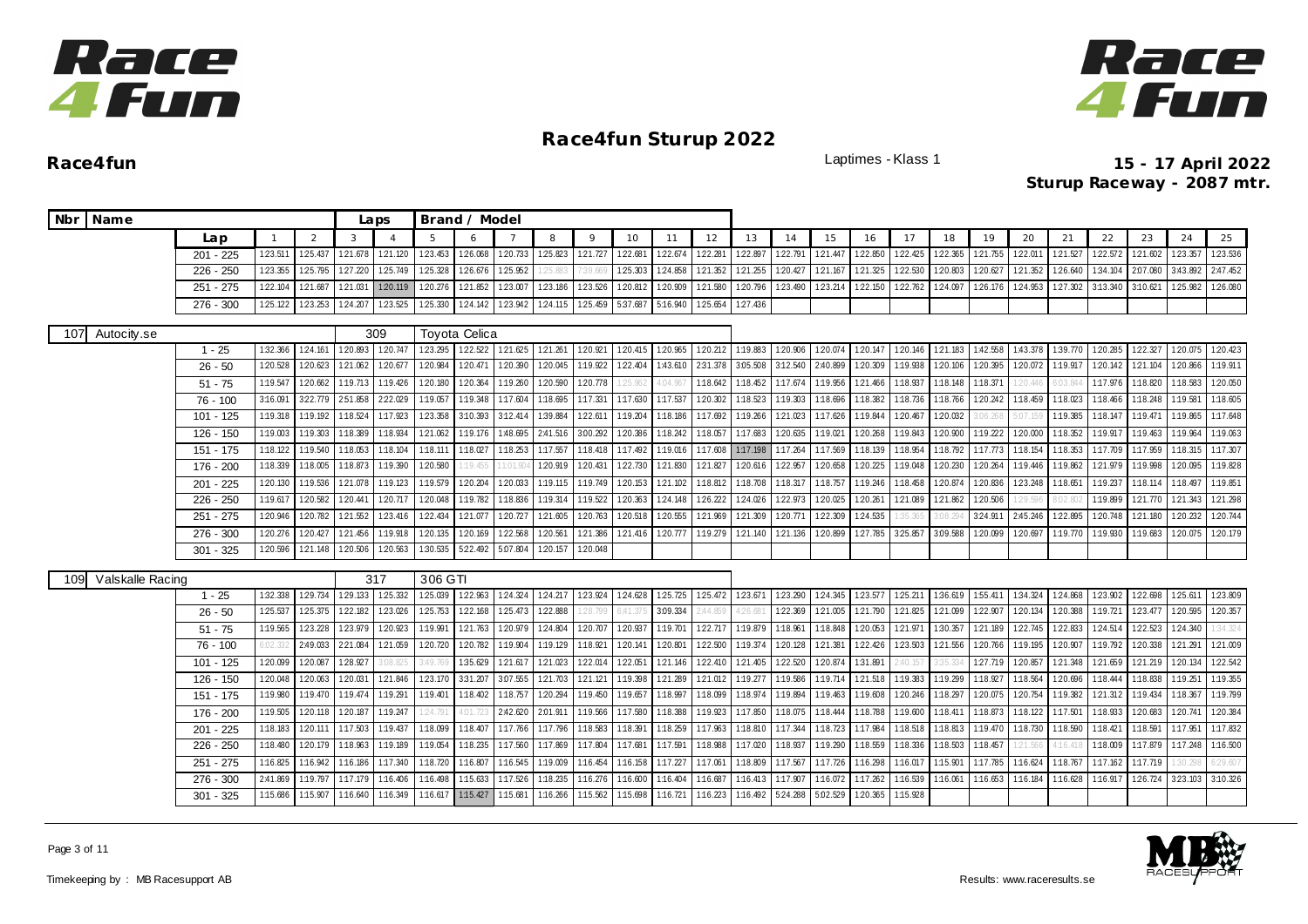# Race4fun Sturup 2022

**Race4fun**

Laptimes - Klass 1

**15 - 17 April 2022**
**Sturup Raceway - 2087 mtr.**

| Nbr | Name | Lap | 1 | 2 | 3 | 4 | 5 | 6 | 7 | 8 | 9 | 10 | 11 | 12 | 13 | 14 | 15 | 16 | 17 | 18 | 19 | 20 | 21 | 22 | 23 | 24 | 25 |
|---|---|---|---|---|---|---|---|---|---|---|---|---|---|---|---|---|---|---|---|---|---|---|---|---|---|---|---|
| | | 201 - 225 | 1:23.511 | 1:25.437 | 1:21.678 | 1:21.120 | 1:23.453 | 1:26.068 | 1:20.733 | 1:25.823 | 1:21.727 | 1:22.681 | 1:22.674 | 1:22.281 | 1:22.897 | 1:22.791 | 1:21.447 | 1:22.850 | 1:22.425 | 1:22.365 | 1:21.755 | 1:22.011 | 1:21.527 | 1:22.572 | 1:21.602 | 1:23.357 | 1:23.536 |
| | | 226 - 250 | 1:23.355 | 1:25.795 | 1:27.220 | 1:25.749 | 1:25.328 | 1:26.676 | 1:25.952 | 1:25.883 | 7:39.669 | 1:25.303 | 1:24.858 | 1:21.352 | 1:21.255 | 1:20.427 | 1:21.167 | 1:21.325 | 1:22.530 | 1:20.803 | 1:20.627 | 1:21.352 | 1:26.640 | 1:34.104 | 2:07.080 | 3:43.892 | 2:47.452 |
| | | 251 - 275 | 1:22.104 | 1:21.687 | 1:21.031 | 1:20.119 | 1:20.276 | 1:21.852 | 1:23.007 | 1:23.186 | 1:23.526 | 1:20.812 | 1:20.909 | 1:21.580 | 1:20.796 | 1:23.490 | 1:23.214 | 1:22.150 | 1:22.762 | 1:24.097 | 1:26.176 | 1:24.953 | 1:27.302 | 3:13.340 | 3:10.621 | 1:25.982 | 1:26.080 |
| | | 276 - 300 | 1:25.122 | 1:23.253 | 1:24.207 | 1:23.525 | 1:25.330 | 1:24.142 | 1:23.942 | 1:24.115 | 1:25.459 | 5:37.687 | 5:16.940 | 1:25.654 | 1:27.436 | | | | | | | | | | | | |

| Nbr | Name | Laps | Brand / Model |
|---|---|---|---|
| 107 | Autocity.se | 309 | Toyota Celica |

| Lap | 1 | 2 | 3 | 4 | 5 | 6 | 7 | 8 | 9 | 10 | 11 | 12 | 13 | 14 | 15 | 16 | 17 | 18 | 19 | 20 | 21 | 22 | 23 | 24 | 25 |
|---|---|---|---|---|---|---|---|---|---|---|---|---|---|---|---|---|---|---|---|---|---|---|---|---|---|
| 1 - 25 | 1:32.366 | 1:24.161 | 1:20.893 | 1:20.747 | 1:23.295 | 1:22.522 | 1:21.625 | 1:21.261 | 1:20.921 | 1:20.415 | 1:20.965 | 1:20.212 | 1:19.883 | 1:20.906 | 1:20.074 | 1:20.147 | 1:20.146 | 1:21.183 | 1:42.558 | 1:43.378 | 1:39.770 | 1:20.285 | 1:22.327 | 1:20.075 | 1:20.423 |
| 26 - 50 | 1:20.528 | 1:20.623 | 1:21.062 | 1:20.677 | 1:20.984 | 1:20.471 | 1:20.390 | 1:20.045 | 1:19.922 | 1:22.404 | 1:43.610 | 2:31.378 | 3:05.508 | 3:12.540 | 2:40.899 | 1:20.309 | 1:19.938 | 1:20.106 | 1:20.395 | 1:20.072 | 1:19.917 | 1:20.142 | 1:21.104 | 1:20.866 | 1:19.911 |
| 51 - 75 | 1:19.547 | 1:20.662 | 1:19.713 | 1:19.426 | 1:20.180 | 1:20.364 | 1:19.260 | 1:20.590 | 1:20.778 | 1:25.962 | 4:04.967 | 1:18.642 | 1:18.452 | 1:17.674 | 1:19.956 | 1:21.466 | 1:18.937 | 1:18.148 | 1:18.371 | 1:20.446 | 6:03.844 | 1:17.976 | 1:18.820 | 1:18.583 | 1:20.050 |
| 76 - 100 | 3:16.091 | 3:22.779 | 2:51.858 | 2:22.029 | 1:19.057 | 1:19.348 | 1:17.604 | 1:18.695 | 1:17.331 | 1:17.630 | 1:17.537 | 1:20.302 | 1:18.523 | 1:19.303 | 1:18.696 | 1:18.382 | 1:18.736 | 1:18.766 | 1:20.242 | 1:18.459 | 1:18.023 | 1:18.466 | 1:18.248 | 1:19.581 | 1:18.605 |
| 101 - 125 | 1:19.318 | 1:19.192 | 1:18.524 | 1:17.923 | 1:23.358 | 3:10.393 | 3:12.414 | 1:39.884 | 1:22.611 | 1:19.204 | 1:18.186 | 1:17.692 | 1:19.266 | 1:21.023 | 1:17.626 | 1:19.844 | 1:20.467 | 1:20.032 | 3:06.268 | 5:07.159 | 1:19.385 | 1:18.147 | 1:19.471 | 1:19.865 | 1:17.648 |
| 126 - 150 | 1:19.003 | 1:19.303 | 1:18.389 | 1:18.934 | 1:21.062 | 1:19.176 | 1:48.695 | 2:41.516 | 3:00.292 | 1:20.386 | 1:18.242 | 1:18.057 | 1:17.683 | 1:20.635 | 1:19.021 | 1:20.268 | 1:19.843 | 1:20.900 | 1:19.222 | 1:20.000 | 1:18.352 | 1:19.917 | 1:19.463 | 1:19.964 | 1:19.063 |
| 151 - 175 | 1:18.122 | 1:19.540 | 1:18.053 | 1:18.104 | 1:18.111 | 1:18.027 | 1:18.253 | 1:17.557 | 1:18.418 | 1:17.492 | 1:19.016 | 1:17.608 | 1:17.198 | 1:17.264 | 1:17.569 | 1:18.139 | 1:18.954 | 1:18.792 | 1:17.773 | 1:18.154 | 1:18.353 | 1:17.709 | 1:17.959 | 1:18.315 | 1:17.307 |
| 176 - 200 | 1:18.339 | 1:18.005 | 1:18.873 | 1:19.390 | 1:20.580 | 1:19.455 | 11:01.904 | 1:20.919 | 1:20.431 | 1:22.730 | 1:21.830 | 1:21.827 | 1:20.616 | 1:22.957 | 1:20.658 | 1:20.225 | 1:19.048 | 1:20.230 | 1:20.264 | 1:19.446 | 1:19.862 | 1:21.979 | 1:19.998 | 1:20.095 | 1:19.828 |
| 201 - 225 | 1:20.130 | 1:19.536 | 1:21.078 | 1:19.123 | 1:19.579 | 1:20.204 | 1:20.033 | 1:19.115 | 1:19.749 | 1:20.153 | 1:21.102 | 1:18.812 | 1:18.708 | 1:18.317 | 1:18.757 | 1:19.246 | 1:18.458 | 1:20.874 | 1:20.836 | 1:23.248 | 1:18.651 | 1:19.237 | 1:18.114 | 1:18.497 | 1:19.851 |
| 226 - 250 | 1:19.617 | 1:20.582 | 1:20.441 | 1:20.717 | 1:20.048 | 1:19.782 | 1:18.836 | 1:19.314 | 1:19.522 | 1:20.363 | 1:24.148 | 1:26.222 | 1:24.026 | 1:22.973 | 1:20.025 | 1:20.261 | 1:21.089 | 1:21.862 | 1:20.506 | 1:29.596 | 8:02.802 | 1:19.899 | 1:21.770 | 1:21.343 | 1:21.298 |
| 251 - 275 | 1:20.946 | 1:20.782 | 1:21.552 | 1:23.416 | 1:22.434 | 1:21.077 | 1:20.727 | 1:21.605 | 1:20.763 | 1:20.518 | 1:20.555 | 1:21.969 | 1:21.309 | 1:20.771 | 1:22.309 | 1:24.535 | 1:35.365 | 3:08.294 | 3:24.911 | 2:45.246 | 1:22.895 | 1:20.748 | 1:21.180 | 1:20.232 | 1:20.744 |
| 276 - 300 | 1:20.276 | 1:20.427 | 1:21.456 | 1:19.918 | 1:20.135 | 1:20.169 | 1:22.568 | 1:20.561 | 1:21.386 | 1:21.416 | 1:20.777 | 1:19.279 | 1:21.140 | 1:21.136 | 1:20.899 | 1:27.785 | 3:25.857 | 3:09.588 | 1:20.099 | 1:20.697 | 1:19.770 | 1:19.930 | 1:19.683 | 1:20.075 | 1:20.179 |
| 301 - 325 | 1:20.596 | 1:21.148 | 1:20.506 | 1:20.563 | 1:30.535 | 5:22.492 | 5:07.804 | 1:20.157 | 1:20.048 | | | | | | | | | | | | | | | | |

| Nbr | Name | Laps | Brand / Model |
|---|---|---|---|
| 109 | Valskalle Racing | 317 | 306 GTI |

| Lap | 1 | 2 | 3 | 4 | 5 | 6 | 7 | 8 | 9 | 10 | 11 | 12 | 13 | 14 | 15 | 16 | 17 | 18 | 19 | 20 | 21 | 22 | 23 | 24 | 25 |
|---|---|---|---|---|---|---|---|---|---|---|---|---|---|---|---|---|---|---|---|---|---|---|---|---|---|
| 1 - 25 | 1:32.338 | 1:29.734 | 1:29.133 | 1:25.332 | 1:25.039 | 1:22.963 | 1:24.324 | 1:24.217 | 1:23.924 | 1:24.628 | 1:25.725 | 1:25.472 | 1:23.671 | 1:23.290 | 1:24.345 | 1:23.577 | 1:25.211 | 1:36.619 | 1:55.411 | 1:34.324 | 1:24.868 | 1:23.902 | 1:22.698 | 1:25.611 | 1:23.809 |
| 26 - 50 | 1:25.537 | 1:25.375 | 1:22.182 | 1:23.026 | 1:25.753 | 1:22.168 | 1:25.473 | 1:22.888 | 1:28.799 | 6:41.375 | 3:09.334 | 2:44.859 | 4:26.681 | 1:22.369 | 1:21.005 | 1:21.790 | 1:21.825 | 1:21.099 | 1:22.907 | 1:20.134 | 1:20.388 | 1:19.721 | 1:23.477 | 1:20.595 | 1:20.357 |
| 51 - 75 | 1:19.565 | 1:23.228 | 1:23.979 | 1:20.923 | 1:19.991 | 1:21.763 | 1:20.979 | 1:24.804 | 1:20.707 | 1:20.937 | 1:19.701 | 1:22.717 | 1:19.879 | 1:18.961 | 1:18.848 | 1:20.053 | 1:21.971 | 1:30.357 | 1:21.189 | 1:22.745 | 1:22.833 | 1:24.514 | 1:22.523 | 1:24.340 | 1:34.324 |
| 76 - 100 | 6:02.332 | 2:49.033 | 2:21.084 | 1:21.059 | 1:20.720 | 1:20.782 | 1:19.904 | 1:19.129 | 1:18.921 | 1:20.141 | 1:20.801 | 1:22.500 | 1:19.374 | 1:20.128 | 1:21.381 | 1:22.426 | 1:23.503 | 1:21.556 | 1:20.766 | 1:19.195 | 1:20.907 | 1:19.792 | 1:20.338 | 1:21.291 | 1:21.009 |
| 101 - 125 | 1:20.099 | 1:20.087 | 1:28.927 | 3:08.825 | 3:49.769 | 1:35.629 | 1:21.617 | 1:21.023 | 1:22.014 | 1:22.051 | 1:21.146 | 1:22.410 | 1:21.405 | 1:22.520 | 1:20.874 | 1:31.891 | 2:40.157 | 3:35.334 | 1:27.719 | 1:20.857 | 1:21.348 | 1:21.659 | 1:21.219 | 1:20.134 | 1:22.542 |
| 126 - 150 | 1:20.048 | 1:20.063 | 1:20.031 | 1:21.846 | 1:23.170 | 3:31.207 | 3:07.555 | 1:21.703 | 1:21.121 | 1:19.398 | 1:21.289 | 1:21.012 | 1:19.277 | 1:19.586 | 1:19.714 | 1:21.518 | 1:19.383 | 1:19.299 | 1:18.927 | 1:18.564 | 1:20.696 | 1:18.444 | 1:18.838 | 1:19.251 | 1:19.355 |
| 151 - 175 | 1:19.980 | 1:19.470 | 1:19.474 | 1:19.291 | 1:19.401 | 1:18.402 | 1:18.757 | 1:20.294 | 1:19.450 | 1:19.657 | 1:18.997 | 1:18.099 | 1:18.974 | 1:19.894 | 1:19.463 | 1:19.608 | 1:20.246 | 1:18.297 | 1:20.075 | 1:20.754 | 1:19.382 | 1:21.312 | 1:19.434 | 1:18.367 | 1:19.799 |
| 176 - 200 | 1:19.505 | 1:20.118 | 1:20.187 | 1:19.247 | 1:24.791 | 4:01.723 | 2:42.620 | 2:01.911 | 1:19.566 | 1:17.580 | 1:18.388 | 1:19.923 | 1:17.850 | 1:18.075 | 1:18.444 | 1:18.788 | 1:19.600 | 1:18.411 | 1:18.873 | 1:18.122 | 1:17.501 | 1:18.933 | 1:20.683 | 1:20.741 | 1:20.384 |
| 201 - 225 | 1:18.183 | 1:20.111 | 1:17.503 | 1:19.437 | 1:18.099 | 1:18.407 | 1:17.766 | 1:17.796 | 1:18.583 | 1:18.391 | 1:18.259 | 1:17.963 | 1:18.810 | 1:17.344 | 1:18.723 | 1:17.984 | 1:18.518 | 1:18.813 | 1:19.470 | 1:18.730 | 1:18.590 | 1:18.421 | 1:18.591 | 1:17.951 | 1:17.832 |
| 226 - 250 | 1:18.480 | 1:20.179 | 1:18.963 | 1:19.189 | 1:19.054 | 1:18.235 | 1:17.560 | 1:17.869 | 1:17.804 | 1:17.681 | 1:17.591 | 1:18.988 | 1:17.020 | 1:18.937 | 1:19.290 | 1:18.559 | 1:18.336 | 1:18.503 | 1:18.457 | 1:21.566 | 4:16.418 | 1:18.009 | 1:17.879 | 1:17.248 | 1:16.500 |
| 251 - 275 | 1:16.825 | 1:16.942 | 1:16.186 | 1:17.340 | 1:18.720 | 1:16.807 | 1:16.545 | 1:19.009 | 1:16.454 | 1:16.158 | 1:17.227 | 1:17.061 | 1:18.809 | 1:17.567 | 1:17.726 | 1:16.298 | 1:16.017 | 1:15.901 | 1:17.785 | 1:16.624 | 1:18.767 | 1:17.162 | 1:17.719 | 1:30.298 | 6:29.607 |
| 276 - 300 | 2:41.869 | 1:19.797 | 1:17.179 | 1:16.406 | 1:16.498 | 1:15.633 | 1:17.526 | 1:18.235 | 1:16.276 | 1:16.600 | 1:16.404 | 1:16.687 | 1:16.413 | 1:17.907 | 1:16.072 | 1:17.262 | 1:16.539 | 1:16.061 | 1:16.653 | 1:16.184 | 1:16.628 | 1:16.917 | 1:26.724 | 3:23.103 | 3:10.326 |
| 301 - 325 | 1:15.686 | 1:15.907 | 1:16.640 | 1:16.349 | 1:16.617 | 1:15.427 | 1:15.681 | 1:16.266 | 1:15.562 | 1:15.698 | 1:16.721 | 1:16.223 | 1:16.492 | 5:24.288 | 5:02.529 | 1:20.365 | 1:15.928 | | | | | | | | |

Timekeeping by : MB Racesupport AB

Results: www.raceresults.se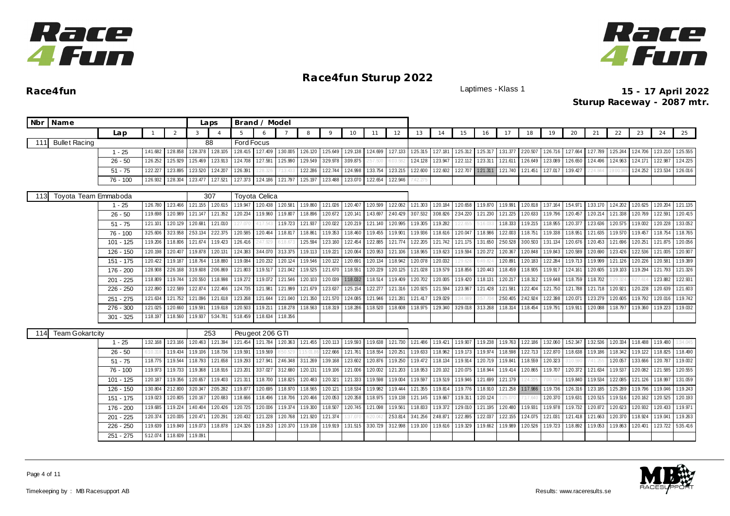# Race4fun Sturup 2022

**Race4fun**

Laptimes - Klass 1

**15 - 17 April 2022**
**Sturup Raceway - 2087 mtr.**

| Nbr | Name | | | | Laps | | Brand / Model | | | | | | | | | | | | | | | | | | | | | |
|---|---|---|---|---|---|---|---|---|---|---|---|---|---|---|---|---|---|---|---|---|---|---|---|---|---|---|---|---|
| | | Lap | 1 | 2 | 3 | 4 | 5 | 6 | 7 | 8 | 9 | 10 | 11 | 12 | 13 | 14 | 15 | 16 | 17 | 18 | 19 | 20 | 21 | 22 | 23 | 24 | 25 |
| 111 | Bullet Racing | | | | 88 | | Ford Focus | | | | | | | | | | | | | | | | | | | | |
| | | 1 - 25 | 1:41.682 | 1:28.858 | 1:28.378 | 1:28.105 | 1:28.415 | 1:27.409 | 1:30.005 | 1:26.120 | 1:25.649 | 1:29.138 | 1:24.699 | 1:27.133 | 1:25.315 | 1:27.181 | 1:25.312 | 1:25.317 | 1:31.377 | 2:20.507 | 1:26.716 | 1:27.664 | 1:27.789 | 1:25.244 | 1:24.706 | 1:23.210 | 1:25.555 |
| | | 26 - 50 | 1:26.252 | 1:25.929 | 1:25.469 | 1:23.913 | 1:24.708 | 1:27.581 | 1:25.990 | 1:29.549 | 3:29.978 | 3:09.875 | 2:57.500 | 6:03.562 | 1:24.128 | 1:23.947 | 1:22.112 | 1:23.311 | 1:21.611 | 1:26.649 | 1:23.089 | 1:26.650 | 1:24.496 | 1:24.963 | 1:24.171 | 1:22.987 | 1:24.225 |
| | | 51 - 75 | 1:22.227 | 1:23.895 | 1:23.520 | 1:24.207 | 1:26.391 | 1:28.326 | 7:13.432 | 1:22.286 | 1:22.744 | 1:24.998 | 1:33.754 | 1:23.215 | 1:22.600 | 1:22.602 | 1:22.707 | 1:21.311 | 1:21.740 | 1:21.451 | 1:27.017 | 1:39.427 | 2:24.844 | 19:00.346 | 1:24.252 | 1:23.534 | 1:26.016 |
| | | 76 - 100 | 1:26.932 | 1:28.304 | 1:23.477 | 1:27.521 | 1:27.373 | 1:24.186 | 1:21.797 | 1:25.197 | 1:23.488 | 1:23.070 | 1:22.654 | 1:22.946 | 7:42.275 | | | | | | | | | | | | |
| 113 | Toyota Team Emmaboda | | | | 307 | | Toyota Celica | | | | | | | | | | | | | | | | | | | | |
| | | 1 - 25 | 1:26.780 | 1:23.466 | 1:21.155 | 1:20.615 | 1:19.947 | 1:20.438 | 1:20.581 | 1:19.860 | 1:21.026 | 1:20.407 | 1:20.599 | 1:22.062 | 1:21.303 | 1:20.184 | 1:20.658 | 1:19.870 | 1:19.991 | 1:20.818 | 1:37.164 | 1:54.971 | 1:33.170 | 1:24.202 | 1:20.625 | 1:20.204 | 1:21.135 |
| | | 26 - 50 | 1:19.698 | 1:20.989 | 1:21.147 | 1:21.352 | 1:20.234 | 1:19.960 | 1:19.807 | 1:18.896 | 1:20.672 | 1:20.141 | 1:43.697 | 2:40.429 | 3:07.532 | 3:08.826 | 2:34.220 | 1:21.230 | 1:21.225 | 1:20.633 | 1:19.796 | 1:20.457 | 1:20.214 | 1:21.338 | 1:20.769 | 1:22.591 | 1:20.415 |
| | | 51 - 75 | 1:21.101 | 1:20.129 | 1:20.681 | 1:21.010 | 1:27.070 | 4:17.543 | 1:19.723 | 1:21.937 | 1:20.022 | 1:20.219 | 1:21.140 | 1:20.995 | 1:19.305 | 1:19.282 | 1:22.655 | 5:16.033 | 1:18.333 | 1:19.215 | 1:18.955 | 1:20.377 | 1:23.636 | 1:20.575 | 1:19.002 | 1:20.228 | 1:33.052 |
| | | 76 - 100 | 3:25.606 | 3:23.958 | 2:53.134 | 2:22.375 | 1:20.585 | 1:20.464 | 1:18.817 | 1:18.861 | 1:19.353 | 1:18.460 | 1:19.455 | 1:19.901 | 1:19.936 | 1:18.616 | 1:20.047 | 1:18.986 | 1:22.003 | 1:18.751 | 1:19.338 | 1:18.951 | 1:21.635 | 1:19.570 | 1:19.457 | 1:18.754 | 1:18.765 |
| | | 101 - 125 | 1:19.206 | 1:18.806 | 1:21.674 | 1:19.423 | 1:26.416 | 2:47.929 | 6:18.673 | 1:25.594 | 1:23.160 | 1:22.454 | 1:22.885 | 1:21.774 | 1:22.205 | 1:21.742 | 1:21.175 | 1:31.650 | 2:50.528 | 3:00.503 | 1:31.134 | 1:20.676 | 1:20.453 | 1:21.696 | 1:20.251 | 1:21.875 | 1:20.056 |
| | | 126 - 150 | 1:20.198 | 1:20.407 | 1:19.878 | 1:20.131 | 1:24.383 | 3:44.070 | 3:13.375 | 1:19.113 | 1:19.221 | 1:20.064 | 1:20.953 | 1:21.106 | 1:18.965 | 1:19.623 | 1:19.594 | 1:20.272 | 1:20.367 | 1:20.848 | 1:19.843 | 1:20.589 | 1:20.690 | 1:23.426 | 1:22.536 | 1:21.005 | 1:20.907 |
| | | 151 - 175 | 1:20.422 | 1:19.187 | 1:18.764 | 1:18.880 | 1:19.084 | 1:20.232 | 1:20.124 | 1:19.546 | 1:20.122 | 1:20.691 | 1:20.134 | 1:18.942 | 1:20.078 | 1:20.032 | 1:29.628 | 6:49.824 | 1:20.891 | 1:20.183 | 1:22.284 | 1:19.713 | 1:19.999 | 1:21.126 | 1:20.226 | 1:20.581 | 1:19.389 |
| | | 176 - 200 | 1:28.908 | 2:26.168 | 3:19.608 | 2:06.869 | 1:21.803 | 1:19.517 | 1:21.042 | 1:19.525 | 1:21.670 | 1:18.551 | 1:20.229 | 1:20.125 | 1:21.028 | 1:19.579 | 1:18.856 | 1:20.443 | 1:18.459 | 1:18.905 | 1:19.917 | 1:24.161 | 1:20.605 | 1:19.103 | 1:19.294 | 1:21.793 | 1:21.326 |
| | | 201 - 225 | 1:18.809 | 1:19.744 | 1:20.550 | 1:18.998 | 1:19.272 | 1:19.072 | 1:21.546 | 1:20.103 | 1:20.039 | 1:18.032 | 1:18.514 | 1:19.409 | 1:20.702 | 1:20.005 | 1:19.420 | 1:18.131 | 1:20.217 | 1:18.312 | 1:19.648 | 1:18.759 | 1:18.702 | 1:29.324 | 6:27.614 | 1:23.882 | 1:22.931 |
| | | 226 - 250 | 1:22.890 | 1:22.589 | 1:22.874 | 1:22.466 | 1:24.735 | 1:21.981 | 1:21.999 | 1:21.679 | 1:23.637 | 1:25.154 | 1:22.277 | 1:21.316 | 1:20.925 | 1:21.594 | 1:23.967 | 1:21.428 | 1:21.581 | 1:22.404 | 1:21.750 | 1:21.788 | 1:21.718 | 1:20.921 | 1:20.228 | 1:20.639 | 1:21.603 |
| | | 251 - 275 | 1:21.634 | 1:21.752 | 1:21.096 | 1:21.618 | 1:23.268 | 1:21.644 | 1:21.040 | 1:21.350 | 1:21.570 | 1:24.085 | 1:21.946 | 1:21.281 | 1:21.417 | 1:29.029 | 1:34.989 | 3:57.704 | 2:50.405 | 2:42.924 | 1:22.398 | 1:20.071 | 1:23.279 | 1:20.605 | 1:19.792 | 1:20.016 | 1:19.742 |
| | | 276 - 300 | 1:21.025 | 1:20.660 | 1:19.591 | 1:19.618 | 1:20.503 | 1:19.211 | 1:18.278 | 1:18.563 | 1:18.319 | 1:18.286 | 1:18.520 | 1:18.608 | 1:18.975 | 1:29.340 | 3:29.018 | 3:13.268 | 1:18.314 | 1:18.454 | 1:19.791 | 1:19.911 | 1:20.088 | 1:18.797 | 1:19.360 | 1:19.223 | 1:19.032 |
| | | 301 - 325 | 1:18.197 | 1:18.560 | 1:19.937 | 5:34.781 | 5:18.459 | 1:18.634 | 1:18.356 | | | | | | | | | | | | | | | | | | |
| 114 | Team Gokartcity | | | | 253 | | Peugeot 206 GTI | | | | | | | | | | | | | | | | | | | | |
| | | 1 - 25 | 1:32.168 | 1:23.166 | 1:20.463 | 1:21.394 | 1:21.454 | 1:21.784 | 1:20.363 | 1:21.455 | 1:20.113 | 1:19.593 | 1:19.638 | 1:21.730 | 1:21.486 | 1:19.421 | 1:19.907 | 1:19.238 | 1:19.763 | 1:22.186 | 1:32.060 | 1:52.347 | 1:32.536 | 1:20.334 | 1:18.488 | 1:19.480 | 1:34.045 |
| | | 26 - 50 | 6:10.318 | 1:19.434 | 1:19.106 | 1:18.736 | 1:19.591 | 1:19.569 | 8:50.520 | 1:15:01.86 | 1:22.666 | 1:21.761 | 1:18.554 | 1:20.251 | 1:19.633 | 1:18.962 | 1:19.173 | 1:19.974 | 1:18.598 | 1:22.713 | 1:22.870 | 1:18.638 | 1:19.186 | 1:18.342 | 1:19.122 | 1:18.825 | 1:18.490 |
| | | 51 - 75 | 1:18.775 | 1:19.544 | 1:18.793 | 1:21.658 | 1:19.293 | 1:27.941 | 2:46.348 | 3:11.269 | 1:39.168 | 1:23.602 | 1:20.876 | 1:19.250 | 1:19.472 | 1:18.134 | 1:19.914 | 1:20.719 | 1:19.841 | 1:18.559 | 1:20.323 | 3:10.590 | 7:41.255 | 1:20.057 | 1:33.666 | 1:20.787 | 1:19.002 |
| | | 76 - 100 | 1:19.973 | 1:19.733 | 1:19.368 | 1:18.916 | 1:23.201 | 3:37.027 | 3:12.680 | 1:20.131 | 1:19.106 | 1:21.006 | 1:20.002 | 1:21.203 | 1:18.953 | 1:20.102 | 1:20.075 | 1:18.944 | 1:19.414 | 1:20.865 | 1:19.707 | 1:20.372 | 1:21.634 | 1:19.537 | 1:20.082 | 1:21.585 | 1:20.555 |
| | | 101 - 125 | 1:20.187 | 1:19.356 | 1:20.657 | 1:19.403 | 1:21.311 | 1:18.700 | 1:18.825 | 1:20.483 | 1:20.321 | 1:21.333 | 1:19.598 | 1:19.004 | 1:19.597 | 1:19.519 | 1:19.946 | 1:21.699 | 1:21.179 | 1:24.225 | 7:00.581 | 1:19.840 | 1:19.534 | 1:22.085 | 1:21.126 | 1:18.997 | 1:31.059 |
| | | 126 - 150 | 1:30.804 | 2:12.800 | 3:20.347 | 2:05.282 | 1:19.877 | 1:20.695 | 1:18.970 | 1:18.565 | 1:20.121 | 1:18.534 | 1:19.982 | 1:19.444 | 1:21.355 | 1:19.814 | 1:19.776 | 1:18.910 | 1:21.258 | 1:17.986 | 1:19.736 | 1:26.316 | 1:23.185 | 1:25.289 | 1:19.796 | 1:19.046 | 1:19.243 |
| | | 151 - 175 | 1:19.023 | 1:20.805 | 1:20.167 | 1:20.683 | 1:18.666 | 1:18.496 | 1:18.706 | 1:20.466 | 1:20.053 | 1:20.358 | 1:18.975 | 1:19.138 | 1:21.145 | 1:19.667 | 1:19.311 | 1:20.124 | 1:25.070 | 7:17.640 | 1:20.370 | 1:19.631 | 1:20.515 | 1:19.516 | 1:20.162 | 1:20.525 | 1:20.193 |
| | | 176 - 200 | 1:19.685 | 1:19.224 | 1:40.404 | 1:20.426 | 1:20.725 | 1:20.006 | 1:19.374 | 1:19.300 | 1:18.507 | 1:20.745 | 1:21.098 | 1:19.561 | 1:18.833 | 1:19.372 | 1:29.010 | 1:21.195 | 1:20.480 | 1:19.931 | 1:19.978 | 1:19.732 | 1:20.872 | 1:20.623 | 1:20.932 | 1:20.433 | 1:19.971 |
| | | 201 - 225 | 1:20.374 | 1:20.005 | 1:20.471 | 1:20.291 | 1:20.432 | 1:21.228 | 1:20.768 | 1:21.920 | 1:21.374 | 1:37.070 | 6:20.042 | 2:53.814 | 3:41.256 | 2:48.871 | 1:22.895 | 1:22.037 | 1:22.155 | 1:24.075 | 1:21.031 | 1:21.418 | 1:21.663 | 1:20.370 | 1:18.924 | 1:19.041 | 1:19.263 |
| | | 226 - 250 | 1:19.639 | 1:19.849 | 1:19.073 | 1:18.878 | 1:24.326 | 1:19.253 | 1:20.370 | 1:19.108 | 1:19.919 | 1:31.515 | 3:30.729 | 3:12.998 | 1:19.100 | 1:19.616 | 1:19.329 | 1:19.662 | 1:19.989 | 1:20.526 | 1:19.723 | 1:18.892 | 1:19.053 | 1:19.863 | 1:20.401 | 1:23.722 | 5:35.416 |
| | | 251 - 275 | 5:12.074 | 1:18.609 | 1:19.091 | | | | | | | | | | | | | | | | | | | | | | |

Timekeeping by : MB Racesupport AB

Results: www.raceresults.se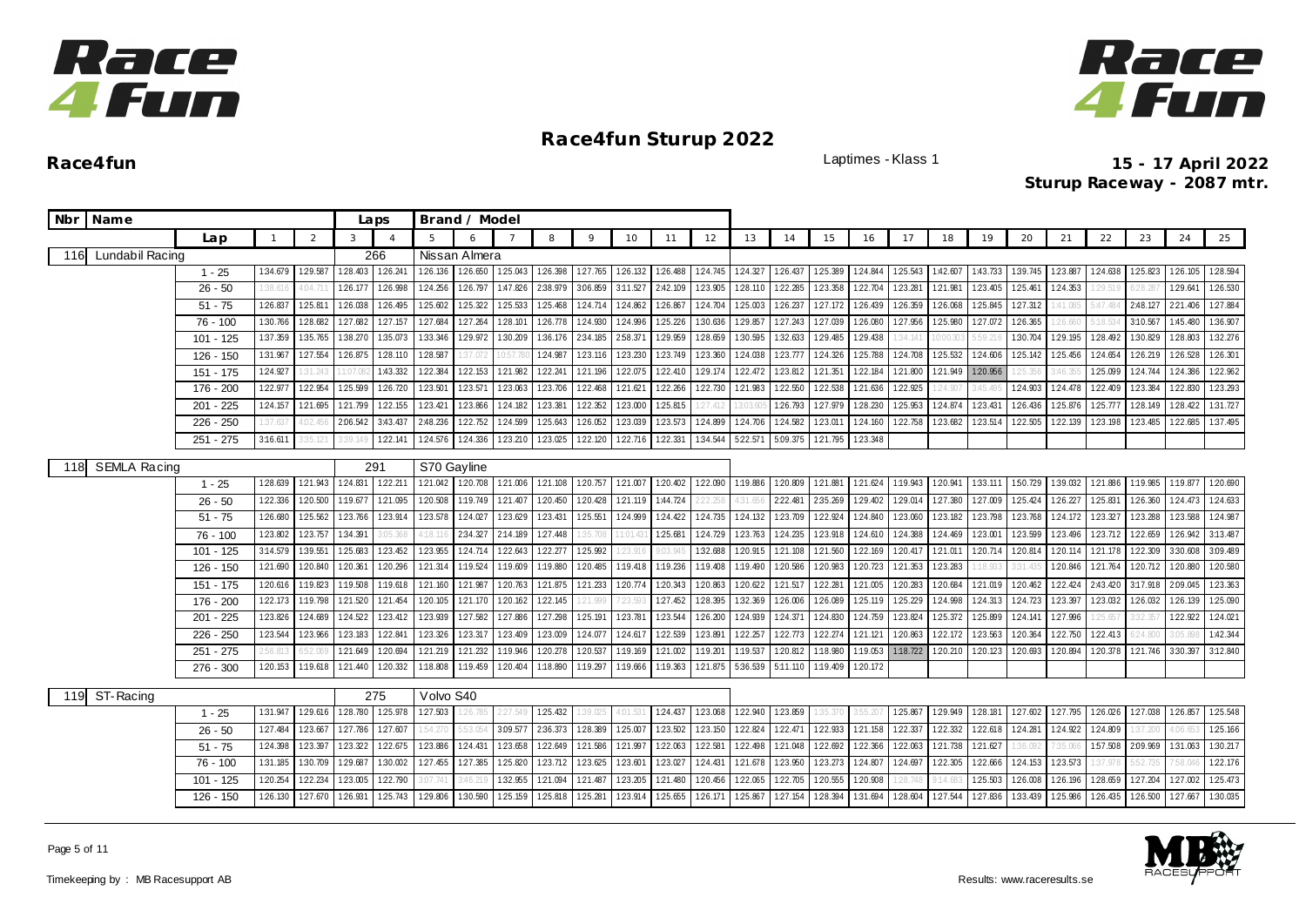# Race4fun Sturup 2022

**Race4fun** Laptimes - Klass 1 **15 - 17 April 2022**

**Sturup Raceway - 2087 mtr.**

| Nbr | Name | | Laps | Brand / Model |
|---|---|---|---|---|
| 116 | Lundabil Racing | | 266 | Nissan Almera |
| 118 | SEMLA Racing | | 291 | S70 Gayline |
| 119 | ST-Racing | | 275 | Volvo S40 |

**116 Lundabil Racing — 266 laps — Nissan Almera**

| Lap | 1 | 2 | 3 | 4 | 5 | 6 | 7 | 8 | 9 | 10 | 11 | 12 | 13 | 14 | 15 | 16 | 17 | 18 | 19 | 20 | 21 | 22 | 23 | 24 | 25 |
|---|---|---|---|---|---|---|---|---|---|---|---|---|---|---|---|---|---|---|---|---|---|---|---|---|---|
| 1 - 25 | 1:34.679 | 1:29.587 | 1:28.403 | 1:26.241 | 1:26.136 | 1:26.650 | 1:25.043 | 1:26.398 | 1:27.765 | 1:26.132 | 1:26.488 | 1:24.745 | 1:24.327 | 1:26.437 | 1:25.389 | 1:24.844 | 1:25.543 | 1:42.607 | 1:43.733 | 1:39.745 | 1:23.887 | 1:24.638 | 1:25.823 | 1:26.105 | 1:28.594 |
| 26 - 50 | 1:38.616 | 4:04.711 | 1:26.177 | 1:26.998 | 1:24.256 | 1:26.797 | 1:47.826 | 2:38.979 | 3:06.859 | 3:11.527 | 2:42.109 | 1:23.905 | 1:28.110 | 1:22.285 | 1:23.358 | 1:22.704 | 1:23.281 | 1:21.981 | 1:23.405 | 1:25.461 | 1:24.353 | 1:29.519 | 6:28.287 | 1:29.641 | 1:26.530 |
| 51 - 75 | 1:26.837 | 1:25.811 | 1:26.038 | 1:26.495 | 1:25.602 | 1:25.322 | 1:25.533 | 1:25.468 | 1:24.714 | 1:24.862 | 1:26.867 | 1:24.704 | 1:25.003 | 1:26.237 | 1:27.172 | 1:26.439 | 1:26.359 | 1:26.068 | 1:25.845 | 1:27.312 | 1:41.085 | 5:47.484 | 2:48.127 | 2:21.406 | 1:27.884 |
| 76 - 100 | 1:30.766 | 1:28.682 | 1:27.682 | 1:27.157 | 1:27.684 | 1:27.264 | 1:28.101 | 1:26.778 | 1:24.930 | 1:24.996 | 1:25.226 | 1:30.636 | 1:29.857 | 1:27.243 | 1:27.039 | 1:26.080 | 1:27.956 | 1:25.980 | 1:27.072 | 1:26.365 | 1:26.660 | 5:18.534 | 3:10.567 | 1:45.480 | 1:36.907 |
| 101 - 125 | 1:37.359 | 1:35.765 | 1:38.270 | 1:35.073 | 1:33.346 | 1:29.972 | 1:30.209 | 1:36.176 | 2:34.185 | 2:58.371 | 1:29.959 | 1:28.659 | 1:30.595 | 1:32.633 | 1:29.485 | 1:29.438 | 1:34.141 | 10:00.303 | 5:59.216 | 1:30.704 | 1:29.195 | 1:28.492 | 1:30.829 | 1:28.803 | 1:32.276 |
| 126 - 150 | 1:31.967 | 1:27.554 | 1:26.875 | 1:28.110 | 1:28.587 | 1:37.072 | 10:57.780 | 1:24.987 | 1:23.116 | 1:23.230 | 1:23.749 | 1:23.360 | 1:24.038 | 1:23.777 | 1:24.326 | 1:25.788 | 1:24.708 | 1:25.532 | 1:24.606 | 1:25.142 | 1:25.456 | 1:24.654 | 1:26.219 | 1:26.528 | 1:26.301 |
| 151 - 175 | 1:24.927 | 1:31.243 | 11:07.082 | 1:43.332 | 1:22.384 | 1:22.153 | 1:21.982 | 1:22.241 | 1:21.196 | 1:22.075 | 1:22.410 | 1:29.174 | 1:22.472 | 1:23.812 | 1:21.351 | 1:22.184 | 1:21.800 | 1:21.949 | 1:20.956 | 1:25.356 | 3:46.355 | 1:25.099 | 1:24.744 | 1:24.386 | 1:22.962 |
| 176 - 200 | 1:22.977 | 1:22.954 | 1:25.599 | 1:26.720 | 1:23.501 | 1:23.571 | 1:23.063 | 1:23.706 | 1:22.468 | 1:21.621 | 1:22.266 | 1:22.730 | 1:21.983 | 1:22.550 | 1:22.538 | 1:21.636 | 1:22.925 | 1:24.907 | 3:45.495 | 1:24.903 | 1:24.478 | 1:22.409 | 1:23.384 | 1:22.830 | 1:23.293 |
| 201 - 225 | 1:24.157 | 1:21.695 | 1:21.799 | 1:22.155 | 1:23.421 | 1:23.866 | 1:24.182 | 1:23.381 | 1:22.352 | 1:23.000 | 1:25.815 | 1:27.412 | 13:03.605 | 1:26.793 | 1:27.979 | 1:28.230 | 1:25.953 | 1:24.874 | 1:23.431 | 1:26.436 | 1:25.876 | 1:25.777 | 1:28.149 | 1:28.422 | 1:31.727 |
| 226 - 250 | 1:37.637 | 4:02.456 | 2:06.542 | 3:43.437 | 2:48.236 | 1:22.752 | 1:24.599 | 1:25.643 | 1:26.052 | 1:23.039 | 1:23.573 | 1:24.899 | 1:24.706 | 1:24.582 | 1:23.011 | 1:24.160 | 1:22.758 | 1:23.682 | 1:23.514 | 1:22.505 | 1:22.139 | 1:23.198 | 1:23.485 | 1:22.685 | 1:37.495 |
| 251 - 275 | 3:16.611 | 3:35.121 | 3:39.149 | 1:22.141 | 1:24.576 | 1:24.336 | 1:23.210 | 1:23.025 | 1:22.120 | 1:22.716 | 1:22.331 | 1:34.544 | 5:22.571 | 5:09.375 | 1:21.795 | 1:23.348 | | | | | | | | | |

**118 SEMLA Racing — 291 laps — S70 Gayline**

| Lap | 1 | 2 | 3 | 4 | 5 | 6 | 7 | 8 | 9 | 10 | 11 | 12 | 13 | 14 | 15 | 16 | 17 | 18 | 19 | 20 | 21 | 22 | 23 | 24 | 25 |
|---|---|---|---|---|---|---|---|---|---|---|---|---|---|---|---|---|---|---|---|---|---|---|---|---|---|
| 1 - 25 | 1:28.639 | 1:21.943 | 1:24.831 | 1:22.211 | 1:21.042 | 1:20.708 | 1:21.006 | 1:21.108 | 1:20.757 | 1:21.007 | 1:20.402 | 1:22.090 | 1:19.886 | 1:20.809 | 1:21.881 | 1:21.624 | 1:19.943 | 1:20.941 | 1:33.111 | 1:50.729 | 1:39.032 | 1:21.886 | 1:19.985 | 1:19.877 | 1:20.690 |
| 26 - 50 | 1:22.336 | 1:20.500 | 1:19.677 | 1:21.095 | 1:20.508 | 1:19.749 | 1:21.407 | 1:20.450 | 1:20.428 | 1:21.119 | 1:44.724 | 2:22.258 | 4:31.656 | 2:22.481 | 2:35.269 | 1:29.402 | 1:29.014 | 1:27.380 | 1:27.009 | 1:25.424 | 1:26.227 | 1:25.831 | 1:26.360 | 1:24.473 | 1:24.633 |
| 51 - 75 | 1:26.680 | 1:25.562 | 1:23.766 | 1:23.914 | 1:23.578 | 1:24.027 | 1:23.629 | 1:23.431 | 1:25.551 | 1:24.999 | 1:24.422 | 1:24.735 | 1:24.132 | 1:23.709 | 1:22.924 | 1:24.840 | 1:23.060 | 1:23.182 | 1:23.798 | 1:23.768 | 1:24.172 | 1:23.327 | 1:23.288 | 1:23.588 | 1:24.987 |
| 76 - 100 | 1:23.802 | 1:23.757 | 1:34.391 | 3:05.368 | 4:18.116 | 2:34.327 | 2:14.189 | 1:27.448 | 1:35.708 | 11:01.431 | 1:25.681 | 1:24.729 | 1:23.763 | 1:24.235 | 1:23.918 | 1:24.610 | 1:24.388 | 1:24.469 | 1:23.001 | 1:23.599 | 1:23.496 | 1:23.712 | 1:22.659 | 1:26.942 | 3:13.487 |
| 101 - 125 | 3:14.579 | 1:39.551 | 1:25.683 | 1:23.452 | 1:23.955 | 1:24.714 | 1:22.643 | 1:22.277 | 1:25.992 | 1:23.916 | 9:03.945 | 1:32.688 | 1:20.915 | 1:21.108 | 1:21.560 | 1:22.169 | 1:20.417 | 1:21.011 | 1:20.714 | 1:20.814 | 1:20.114 | 1:21.178 | 1:22.309 | 3:30.608 | 3:09.489 |
| 126 - 150 | 1:21.690 | 1:20.840 | 1:20.361 | 1:20.296 | 1:21.314 | 1:19.524 | 1:19.609 | 1:19.880 | 1:20.485 | 1:19.418 | 1:19.236 | 1:19.408 | 1:19.490 | 1:20.586 | 1:20.983 | 1:20.723 | 1:21.353 | 1:23.283 | 1:18.933 | 3:31.435 | 1:20.846 | 1:21.764 | 1:20.712 | 1:20.880 | 1:20.580 |
| 151 - 175 | 1:20.616 | 1:19.823 | 1:19.508 | 1:19.618 | 1:21.160 | 1:21.987 | 1:20.763 | 1:21.875 | 1:21.233 | 1:20.774 | 1:20.343 | 1:20.863 | 1:20.622 | 1:21.517 | 1:22.281 | 1:21.005 | 1:20.283 | 1:20.684 | 1:21.019 | 1:20.462 | 1:22.424 | 2:43.420 | 3:17.918 | 2:09.045 | 1:23.363 |
| 176 - 200 | 1:22.173 | 1:19.798 | 1:21.520 | 1:21.454 | 1:20.105 | 1:21.170 | 1:20.162 | 1:22.145 | 1:21.999 | 7:23.593 | 1:27.452 | 1:28.395 | 1:32.369 | 1:26.006 | 1:26.089 | 1:25.119 | 1:25.229 | 1:24.998 | 1:24.313 | 1:24.723 | 1:23.397 | 1:23.032 | 1:26.032 | 1:26.139 | 1:25.090 |
| 201 - 225 | 1:23.826 | 1:24.689 | 1:24.522 | 1:23.412 | 1:23.939 | 1:27.582 | 1:27.886 | 1:27.298 | 1:25.191 | 1:23.781 | 1:23.544 | 1:26.200 | 1:24.939 | 1:24.371 | 1:24.830 | 1:24.759 | 1:23.824 | 1:25.372 | 1:25.899 | 1:24.141 | 1:27.996 | 1:25.657 | 3:32.357 | 1:22.922 | 1:24.021 |
| 226 - 250 | 1:23.544 | 1:23.966 | 1:23.183 | 1:22.841 | 1:23.326 | 1:23.317 | 1:23.409 | 1:23.009 | 1:24.077 | 1:24.617 | 1:22.539 | 1:23.891 | 1:22.257 | 1:22.773 | 1:22.274 | 1:21.121 | 1:20.863 | 1:22.172 | 1:23.563 | 1:20.364 | 1:22.750 | 1:22.413 | 5:24.800 | 3:05.898 | 1:42.344 |
| 251 - 275 | 2:56.813 | 6:52.069 | 1:21.649 | 1:20.694 | 1:21.219 | 1:21.232 | 1:19.946 | 1:20.278 | 1:20.537 | 1:19.169 | 1:21.002 | 1:19.201 | 1:19.537 | 1:20.812 | 1:18.980 | 1:19.053 | 1:18.722 | 1:20.210 | 1:20.123 | 1:20.693 | 1:20.894 | 1:20.378 | 1:21.746 | 3:30.397 | 3:12.840 |
| 276 - 300 | 1:20.153 | 1:19.618 | 1:21.440 | 1:20.332 | 1:18.808 | 1:19.459 | 1:20.404 | 1:18.890 | 1:19.297 | 1:19.666 | 1:19.363 | 1:21.875 | 5:36.539 | 5:11.110 | 1:19.409 | 1:20.172 | | | | | | | | | |

**119 ST-Racing — 275 laps — Volvo S40**

| Lap | 1 | 2 | 3 | 4 | 5 | 6 | 7 | 8 | 9 | 10 | 11 | 12 | 13 | 14 | 15 | 16 | 17 | 18 | 19 | 20 | 21 | 22 | 23 | 24 | 25 |
|---|---|---|---|---|---|---|---|---|---|---|---|---|---|---|---|---|---|---|---|---|---|---|---|---|---|
| 1 - 25 | 1:31.947 | 1:29.616 | 1:28.780 | 1:25.978 | 1:27.503 | 1:26.785 | 2:27.549 | 1:25.432 | 1:39.025 | 4:01.531 | 1:24.437 | 1:23.068 | 1:22.940 | 1:23.859 | 1:35.370 | 3:55.207 | 1:25.867 | 1:29.949 | 1:28.181 | 1:27.602 | 1:27.795 | 1:26.026 | 1:27.038 | 1:26.857 | 1:25.548 |
| 26 - 50 | 1:27.484 | 1:23.667 | 1:27.786 | 1:27.607 | 1:54.270 | 5:53.054 | 3:09.577 | 2:36.373 | 1:28.389 | 1:25.007 | 1:23.502 | 1:23.150 | 1:22.824 | 1:22.471 | 1:22.933 | 1:21.158 | 1:22.337 | 1:22.332 | 1:22.618 | 1:24.281 | 1:24.922 | 1:24.809 | 1:37.200 | 4:06.653 | 1:25.166 |
| 51 - 75 | 1:24.398 | 1:23.397 | 1:23.322 | 1:22.675 | 1:23.886 | 1:24.431 | 1:23.658 | 1:22.649 | 1:21.586 | 1:21.997 | 1:22.063 | 1:22.581 | 1:22.498 | 1:21.048 | 1:22.692 | 1:22.366 | 1:22.063 | 1:21.738 | 1:21.627 | 1:36.092 | 7:35.066 | 1:57.508 | 2:09.969 | 1:31.063 | 1:30.217 |
| 76 - 100 | 1:31.185 | 1:30.709 | 1:29.687 | 1:30.002 | 1:27.455 | 1:27.385 | 1:25.820 | 1:23.712 | 1:23.625 | 1:23.601 | 1:23.027 | 1:24.431 | 1:21.678 | 1:23.950 | 1:23.273 | 1:24.807 | 1:24.697 | 1:22.305 | 1:22.666 | 1:24.153 | 1:23.573 | 1:37.978 | 6:52.735 | 7:58.046 | 1:22.176 |
| 101 - 125 | 1:20.254 | 1:22.234 | 1:23.005 | 1:22.790 | 3:07.741 | 3:46.219 | 1:32.955 | 1:21.094 | 1:21.487 | 1:23.205 | 1:21.480 | 1:20.456 | 1:22.065 | 1:22.705 | 1:20.555 | 1:20.908 | 1:28.748 | 3:14.683 | 1:25.503 | 1:26.008 | 1:26.196 | 1:28.659 | 1:27.204 | 1:27.002 | 1:25.473 |
| 126 - 150 | 1:26.130 | 1:27.670 | 1:26.931 | 1:25.743 | 1:29.806 | 1:30.590 | 1:25.159 | 1:25.818 | 1:25.281 | 1:23.914 | 1:25.655 | 1:26.171 | 1:25.867 | 1:27.154 | 1:28.394 | 1:31.694 | 1:28.604 | 1:27.544 | 1:27.836 | 1:33.439 | 1:25.986 | 1:26.435 | 1:26.500 | 1:27.667 | 1:30.035 |

Timekeeping by : MB Racesupport AB

Results: www.raceresults.se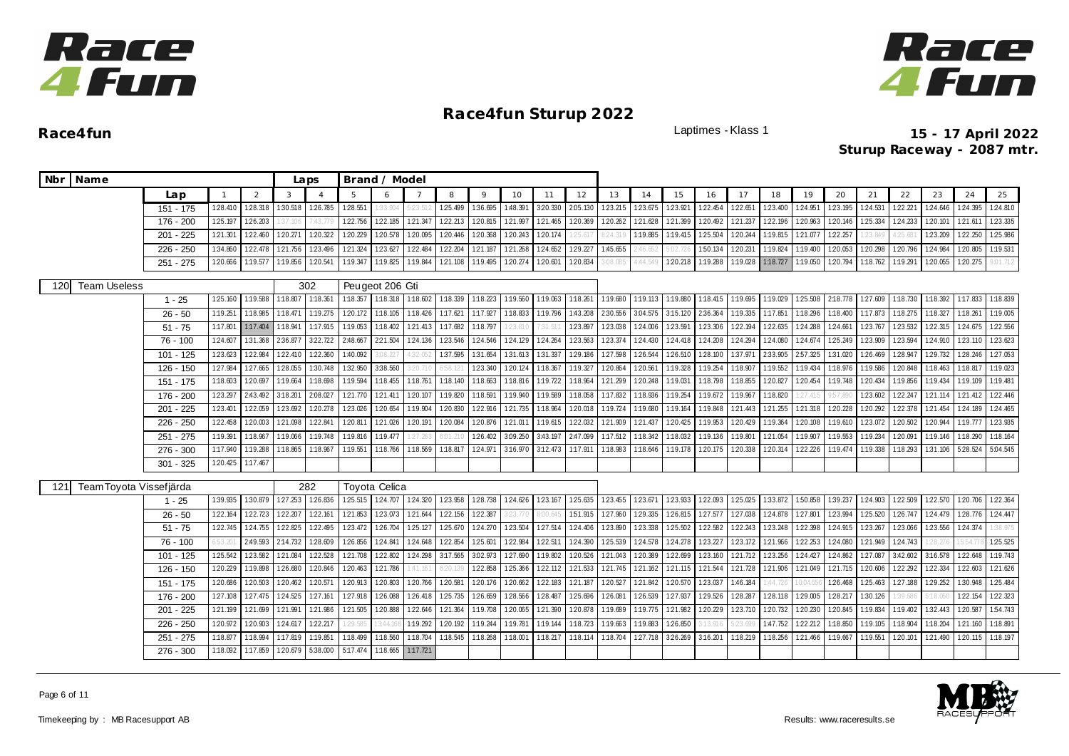# Race4fun Sturup 2022

**Race4fun** Laptimes - Klass 1

**15 - 17 April 2022**
**Sturup Raceway - 2087 mtr.**

| Nbr | Name | | Laps | Brand / Model |
|---|---|---|---|---|

| Lap | 1 | 2 | 3 | 4 | 5 | 6 | 7 | 8 | 9 | 10 | 11 | 12 | 13 | 14 | 15 | 16 | 17 | 18 | 19 | 20 | 21 | 22 | 23 | 24 | 25 |
|---|---|---|---|---|---|---|---|---|---|---|---|---|---|---|---|---|---|---|---|---|---|---|---|---|---|
| 151 - 175 | 1:28.410 | 1:28.318 | 1:30.518 | 1:26.785 | 1:28.551 | 1:33.904 | 5:23.523 | 1:25.499 | 1:36.695 | 1:48.391 | 3:20.330 | 2:05.130 | 1:23.215 | 1:23.675 | 1:23.921 | 1:22.454 | 1:22.651 | 1:23.400 | 1:24.951 | 1:23.195 | 1:24.531 | 1:22.221 | 1:24.646 | 1:24.395 | 1:24.810 |
| 176 - 200 | 1:25.197 | 1:26.203 | 1:37.106 | 7:43.779 | 1:22.756 | 1:22.185 | 1:21.347 | 1:22.213 | 1:20.815 | 1:21.997 | 1:21.465 | 1:20.369 | 1:20.262 | 1:21.628 | 1:21.399 | 1:20.492 | 1:21.237 | 1:22.196 | 1:20.963 | 1:20.146 | 1:25.334 | 1:24.233 | 1:20.101 | 1:21.611 | 1:23.335 |
| 201 - 225 | 1:21.301 | 1:22.460 | 1:20.271 | 1:20.322 | 1:20.229 | 1:20.578 | 1:20.095 | 1:20.446 | 1:20.368 | 1:20.243 | 1:20.174 | 1:25.617 | 8:24.319 | 1:19.885 | 1:19.415 | 1:25.504 | 1:20.244 | 1:19.815 | 1:21.077 | 1:22.257 | 1:23.849 | 4:25.681 | 1:23.209 | 1:22.250 | 1:25.986 |
| 226 - 250 | 1:34.860 | 1:22.478 | 1:21.756 | 1:23.496 | 1:21.324 | 1:23.627 | 1:22.484 | 1:22.204 | 1:21.187 | 1:21.268 | 1:24.652 | 1:29.227 | 1:45.655 | 2:46.652 | 5:02.726 | 1:50.134 | 1:20.231 | 1:19.824 | 1:19.400 | 1:20.053 | 1:20.298 | 1:20.796 | 1:24.984 | 1:20.805 | 1:19.531 |
| 251 - 275 | 1:20.666 | 1:19.577 | 1:19.856 | 1:20.541 | 1:19.347 | 1:19.825 | 1:19.844 | 1:21.108 | 1:19.495 | 1:20.274 | 1:20.601 | 1:20.834 | 3:08.085 | 4:44.549 | 1:20.218 | 1:19.288 | 1:19.028 | 1:18.727 | 1:19.050 | 1:20.794 | 1:18.762 | 1:19.291 | 1:20.055 | 1:20.275 | 9:01.712 |

| Nbr | Name | Laps | Brand / Model |
|---|---|---|---|
| 120 | Team Useless | 302 | Peugeot 206 Gti |

| Lap | 1 | 2 | 3 | 4 | 5 | 6 | 7 | 8 | 9 | 10 | 11 | 12 | 13 | 14 | 15 | 16 | 17 | 18 | 19 | 20 | 21 | 22 | 23 | 24 | 25 |
|---|---|---|---|---|---|---|---|---|---|---|---|---|---|---|---|---|---|---|---|---|---|---|---|---|---|
| 1 - 25 | 1:25.160 | 1:19.588 | 1:18.807 | 1:18.361 | 1:18.357 | 1:18.318 | 1:18.602 | 1:18.339 | 1:18.223 | 1:19.560 | 1:19.063 | 1:18.261 | 1:19.680 | 1:19.113 | 1:19.880 | 1:18.415 | 1:19.695 | 1:19.029 | 1:25.508 | 2:18.778 | 1:27.609 | 1:18.730 | 1:18.392 | 1:17.833 | 1:18.839 |
| 26 - 50 | 1:19.251 | 1:18.985 | 1:18.471 | 1:19.275 | 1:20.172 | 1:18.105 | 1:18.426 | 1:17.621 | 1:17.927 | 1:18.833 | 1:19.796 | 1:43.208 | 2:30.556 | 3:04.575 | 3:15.120 | 2:36.364 | 1:19.335 | 1:17.851 | 1:18.296 | 1:18.400 | 1:17.873 | 1:18.275 | 1:18.327 | 1:18.261 | 1:19.005 |
| 51 - 75 | 1:17.801 | 1:17.404 | 1:18.941 | 1:17.915 | 1:19.053 | 1:18.402 | 1:21.413 | 1:17.682 | 1:18.797 | 1:23.810 | 7:31.511 | 1:23.897 | 1:23.038 | 1:24.006 | 1:23.591 | 1:23.306 | 1:22.194 | 1:22.635 | 1:24.288 | 1:24.661 | 1:23.767 | 1:23.532 | 1:22.315 | 1:24.675 | 1:22.556 |
| 76 - 100 | 1:24.607 | 1:31.368 | 2:36.877 | 3:22.722 | 2:48.667 | 2:21.504 | 1:24.136 | 1:23.546 | 1:24.546 | 1:24.129 | 1:24.264 | 1:23.563 | 1:23.374 | 1:24.430 | 1:24.418 | 1:24.208 | 1:24.294 | 1:24.080 | 1:24.674 | 1:25.249 | 1:23.909 | 1:23.594 | 1:24.910 | 1:23.110 | 1:23.623 |
| 101 - 125 | 1:23.623 | 1:22.984 | 1:22.410 | 1:22.360 | 1:40.092 | 3:08.227 | 4:32.052 | 1:37.595 | 1:31.654 | 1:31.613 | 1:31.337 | 1:29.186 | 1:27.598 | 1:26.544 | 1:26.510 | 1:28.100 | 1:37.971 | 2:33.905 | 2:57.325 | 1:31.020 | 1:26.469 | 1:28.947 | 1:29.732 | 1:28.246 | 1:27.053 |
| 126 - 150 | 1:27.984 | 1:27.665 | 1:28.055 | 1:30.748 | 1:32.950 | 3:38.560 | 3:20.710 | 6:58.121 | 1:23.340 | 1:20.124 | 1:18.367 | 1:19.327 | 1:20.864 | 1:20.561 | 1:19.328 | 1:19.254 | 1:18.907 | 1:19.552 | 1:19.434 | 1:18.976 | 1:19.586 | 1:20.848 | 1:18.463 | 1:18.817 | 1:19.023 |
| 151 - 175 | 1:18.603 | 1:20.697 | 1:19.664 | 1:18.698 | 1:19.594 | 1:18.455 | 1:18.761 | 1:18.140 | 1:18.663 | 1:18.816 | 1:19.722 | 1:18.964 | 1:21.299 | 1:20.248 | 1:19.031 | 1:18.798 | 1:18.855 | 1:20.827 | 1:20.454 | 1:19.748 | 1:20.434 | 1:19.856 | 1:19.434 | 1:19.109 | 1:19.481 |
| 176 - 200 | 1:23.297 | 2:43.492 | 3:18.201 | 2:08.027 | 1:21.770 | 1:21.411 | 1:20.107 | 1:19.820 | 1:18.591 | 1:19.940 | 1:19.589 | 1:18.058 | 1:17.832 | 1:18.936 | 1:19.254 | 1:19.672 | 1:19.967 | 1:18.820 | 1:27.415 | 9:57.890 | 1:23.602 | 1:22.247 | 1:21.114 | 1:21.412 | 1:22.446 |
| 201 - 225 | 1:23.401 | 1:22.059 | 1:23.692 | 1:20.278 | 1:23.026 | 1:20.654 | 1:19.904 | 1:20.830 | 1:22.916 | 1:21.735 | 1:18.964 | 1:20.018 | 1:19.724 | 1:19.680 | 1:19.164 | 1:19.848 | 1:21.443 | 1:21.255 | 1:21.318 | 1:20.228 | 1:20.292 | 1:22.378 | 1:21.454 | 1:24.189 | 1:24.465 |
| 226 - 250 | 1:22.458 | 1:20.003 | 1:21.098 | 1:22.841 | 1:20.811 | 1:21.026 | 1:20.191 | 1:20.084 | 1:20.876 | 1:21.011 | 1:19.615 | 1:22.032 | 1:21.909 | 1:21.437 | 1:20.425 | 1:19.953 | 1:20.429 | 1:19.364 | 1:20.108 | 1:19.610 | 1:23.072 | 1:20.502 | 1:20.944 | 1:19.777 | 1:23.935 |
| 251 - 275 | 1:19.391 | 1:18.967 | 1:19.066 | 1:19.748 | 1:19.816 | 1:19.477 | 1:27.263 | 6:01.210 | 1:26.402 | 3:09.250 | 3:43.197 | 2:47.099 | 1:17.512 | 1:18.342 | 1:18.032 | 1:19.136 | 1:19.801 | 1:21.054 | 1:19.907 | 1:19.553 | 1:19.234 | 1:20.091 | 1:19.146 | 1:18.290 | 1:18.164 |
| 276 - 300 | 1:17.940 | 1:19.288 | 1:18.865 | 1:18.967 | 1:19.551 | 1:18.766 | 1:18.569 | 1:18.817 | 1:24.971 | 3:16.970 | 3:12.473 | 1:17.911 | 1:18.983 | 1:18.646 | 1:19.178 | 1:20.175 | 1:20.338 | 1:20.314 | 1:22.226 | 1:19.474 | 1:19.338 | 1:18.293 | 1:31.106 | 5:28.524 | 5:04.545 |
| 301 - 325 | 1:20.425 | 1:17.467 | | | | | | | | | | | | | | | | | | | | | | | |

| Nbr | Name | Laps | Brand / Model |
|---|---|---|---|
| 121 | Team Toyota Vissefjärda | 282 | Toyota Celica |

| Lap | 1 | 2 | 3 | 4 | 5 | 6 | 7 | 8 | 9 | 10 | 11 | 12 | 13 | 14 | 15 | 16 | 17 | 18 | 19 | 20 | 21 | 22 | 23 | 24 | 25 |
|---|---|---|---|---|---|---|---|---|---|---|---|---|---|---|---|---|---|---|---|---|---|---|---|---|---|
| 1 - 25 | 1:39.935 | 1:30.879 | 1:27.253 | 1:26.836 | 1:25.515 | 1:24.707 | 1:24.320 | 1:23.958 | 1:28.738 | 1:24.626 | 1:23.167 | 1:25.635 | 1:23.455 | 1:23.671 | 1:23.933 | 1:22.093 | 1:25.025 | 1:33.872 | 1:50.858 | 1:39.237 | 1:24.903 | 1:22.509 | 1:22.570 | 1:20.706 | 1:22.364 |
| 26 - 50 | 1:22.164 | 1:22.723 | 1:22.207 | 1:22.161 | 1:21.853 | 1:23.073 | 1:21.644 | 1:22.156 | 1:22.387 | 3:23.770 | 8:00.645 | 1:51.915 | 1:27.960 | 1:29.335 | 1:26.815 | 1:27.577 | 1:27.038 | 1:24.878 | 1:27.801 | 1:23.994 | 1:25.520 | 1:26.747 | 1:24.479 | 1:28.776 | 1:24.447 |
| 51 - 75 | 1:22.745 | 1:24.755 | 1:22.825 | 1:22.495 | 1:23.472 | 1:26.704 | 1:25.127 | 1:25.670 | 1:24.270 | 1:23.504 | 1:27.514 | 1:24.406 | 1:23.890 | 1:23.338 | 1:25.502 | 1:22.582 | 1:22.243 | 1:23.248 | 1:22.398 | 1:24.915 | 1:23.267 | 1:23.066 | 1:23.556 | 1:24.374 | 1:38.975 |
| 76 - 100 | 6:53.201 | 2:49.593 | 2:14.732 | 1:28.609 | 1:26.856 | 1:24.841 | 1:24.648 | 1:22.854 | 1:25.601 | 1:22.984 | 1:22.511 | 1:24.390 | 1:25.539 | 1:24.578 | 1:24.278 | 1:23.227 | 1:23.172 | 1:21.966 | 1:22.253 | 1:24.080 | 1:21.949 | 1:24.743 | 1:28.276 | 15:54.778 | 1:25.525 |
| 101 - 125 | 1:25.542 | 1:23.582 | 1:21.084 | 1:22.528 | 1:21.708 | 1:22.802 | 1:24.298 | 3:17.565 | 3:02.973 | 1:27.690 | 1:19.802 | 1:20.526 | 1:21.043 | 1:20.389 | 1:22.699 | 1:23.160 | 1:21.712 | 1:23.256 | 1:24.427 | 1:24.862 | 1:27.087 | 3:42.602 | 3:16.578 | 1:22.648 | 1:19.743 |
| 126 - 150 | 1:20.229 | 1:19.898 | 1:26.680 | 1:20.846 | 1:20.463 | 1:21.786 | 1:41.351 | 6:20.139 | 1:22.858 | 1:25.366 | 1:22.112 | 1:21.533 | 1:21.745 | 1:21.162 | 1:21.115 | 1:21.544 | 1:21.728 | 1:21.906 | 1:21.049 | 1:21.715 | 1:20.606 | 1:22.292 | 1:22.334 | 1:22.603 | 1:21.626 |
| 151 - 175 | 1:20.686 | 1:20.503 | 1:20.462 | 1:20.571 | 1:20.913 | 1:20.803 | 1:20.766 | 1:20.581 | 1:20.176 | 1:20.662 | 1:22.183 | 1:21.187 | 1:20.527 | 1:21.842 | 1:20.570 | 1:23.037 | 1:46.184 | 1:44.726 | 10:04.556 | 1:26.468 | 1:25.463 | 1:27.188 | 1:29.252 | 1:30.948 | 1:25.484 |
| 176 - 200 | 1:27.108 | 1:27.475 | 1:24.525 | 1:27.161 | 1:27.918 | 1:26.088 | 1:26.418 | 1:25.735 | 1:26.659 | 1:28.566 | 1:28.487 | 1:25.696 | 1:26.081 | 1:26.539 | 1:27.937 | 1:29.526 | 1:28.287 | 1:28.118 | 1:29.005 | 1:28.217 | 1:30.126 | 1:39.586 | 6:18.050 | 1:22.154 | 1:22.323 |
| 201 - 225 | 1:21.199 | 1:21.699 | 1:21.991 | 1:21.986 | 1:21.505 | 1:20.888 | 1:22.646 | 1:21.364 | 1:19.708 | 1:20.065 | 1:21.390 | 1:20.878 | 1:19.689 | 1:19.775 | 1:21.982 | 1:20.229 | 1:23.710 | 1:20.732 | 1:20.230 | 1:20.845 | 1:19.834 | 1:19.402 | 1:32.443 | 1:20.587 | 1:54.743 |
| 226 - 250 | 1:20.972 | 1:20.903 | 1:24.617 | 1:22.217 | 1:29.985 | 13:44.168 | 1:19.292 | 1:20.192 | 1:19.244 | 1:19.781 | 1:19.144 | 1:18.723 | 1:19.663 | 1:19.883 | 1:26.850 | 3:13.916 | 5:23.699 | 1:47.752 | 1:22.212 | 1:18.850 | 1:19.105 | 1:18.904 | 1:18.204 | 1:21.160 | 1:18.891 |
| 251 - 275 | 1:18.877 | 1:18.994 | 1:17.819 | 1:19.851 | 1:18.499 | 1:18.560 | 1:18.704 | 1:18.545 | 1:18.268 | 1:18.001 | 1:18.217 | 1:18.114 | 1:18.704 | 1:27.718 | 3:26.269 | 3:16.201 | 1:18.219 | 1:18.256 | 1:21.466 | 1:19.667 | 1:19.551 | 1:20.101 | 1:21.490 | 1:20.115 | 1:18.197 |
| 276 - 300 | 1:18.092 | 1:17.859 | 1:20.679 | 5:38.000 | 5:17.474 | 1:18.665 | 1:17.721 | | | | | | | | | | | | | | | | | | |

Timekeeping by : MB Racesupport AB

Results: www.raceresults.se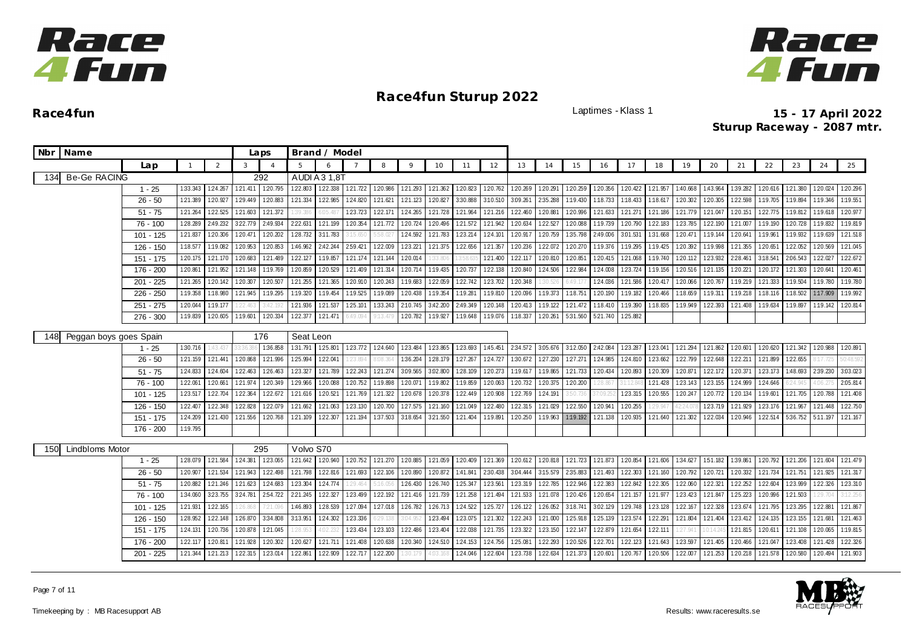# Race4fun Sturup 2022

**Race4fun**

Laptimes - Klass 1

**15 - 17 April 2022**
**Sturup Raceway - 2087 mtr.**

| Nbr | Name | | Laps | | Brand / Model | | | | | | | | | | | | | | | | | | | | | |
|---|---|---|---|---|---|---|---|---|---|---|---|---|---|---|---|---|---|---|---|---|---|---|---|---|---|---|
| | Lap | 1 | 2 | 3 | 4 | 5 | 6 | 7 | 8 | 9 | 10 | 11 | 12 | 13 | 14 | 15 | 16 | 17 | 18 | 19 | 20 | 21 | 22 | 23 | 24 | 25 |
| 134 | Be-Ge RACING | | | 292 | | AUDI A3 1,8T | | | | | | | | | | | | | | | | | | | | |
| | 1 - 25 | 1:33.343 | 1:24.267 | 1:21.411 | 1:20.795 | 1:22.803 | 1:22.338 | 1:21.722 | 1:20.986 | 1:21.293 | 1:21.362 | 1:20.823 | 1:20.762 | 1:20.269 | 1:20.291 | 1:20.259 | 1:20.356 | 1:20.422 | 1:21.957 | 1:40.668 | 1:43.964 | 1:39.282 | 1:20.616 | 1:21.380 | 1:20.024 | 1:20.296 |
| | 26 - 50 | 1:21.389 | 1:20.927 | 1:29.449 | 1:20.883 | 1:21.334 | 1:22.985 | 1:24.820 | 1:21.621 | 1:21.123 | 1:20.827 | 3:30.888 | 3:10.510 | 3:09.261 | 2:35.288 | 1:19.430 | 1:18.733 | 1:18.433 | 1:18.617 | 1:20.302 | 1:20.305 | 1:22.598 | 1:19.705 | 1:19.894 | 1:19.346 | 1:19.551 |
| | 51 - 75 | 1:21.264 | 1:22.525 | 1:21.603 | 1:21.372 | 1:39.386 | 4:05.487 | 1:23.723 | 1:22.171 | 1:24.265 | 1:21.728 | 1:21.964 | 1:21.216 | 1:22.460 | 1:20.881 | 1:20.996 | 1:21.633 | 1:21.271 | 1:21.186 | 1:21.779 | 1:21.047 | 1:20.151 | 1:22.775 | 1:19.812 | 1:19.618 | 1:20.977 |
| | 76 - 100 | 1:28.289 | 2:49.232 | 3:22.779 | 2:49.934 | 2:22.631 | 1:21.199 | 1:20.354 | 1:21.772 | 1:20.724 | 1:20.496 | 1:21.572 | 1:21.942 | 1:20.634 | 1:22.527 | 1:20.088 | 1:19.739 | 1:20.790 | 1:22.183 | 1:23.785 | 1:22.190 | 1:21.007 | 1:19.190 | 1:20.728 | 1:19.832 | 1:19.819 |
| | 101 - 125 | 1:21.837 | 1:20.306 | 1:20.471 | 1:20.202 | 1:28.732 | 3:11.783 | 3:15.650 | 5:58.027 | 1:24.592 | 1:21.783 | 1:23.214 | 1:24.101 | 1:20.917 | 1:20.759 | 1:35.798 | 2:49.006 | 3:01.531 | 1:31.668 | 1:20.471 | 1:19.144 | 1:20.641 | 1:19.961 | 1:19.932 | 1:19.639 | 1:21.518 |
| | 126 - 150 | 1:18.577 | 1:19.082 | 1:20.953 | 1:20.853 | 1:46.962 | 2:42.244 | 2:59.421 | 1:22.009 | 1:23.221 | 1:21.375 | 1:22.656 | 1:21.357 | 1:20.236 | 1:22.072 | 1:20.270 | 1:19.376 | 1:19.295 | 1:19.425 | 1:20.392 | 1:19.998 | 1:21.355 | 1:20.651 | 1:22.052 | 1:20.569 | 1:21.045 |
| | 151 - 175 | 1:20.175 | 1:21.170 | 1:20.683 | 1:21.489 | 1:22.127 | 1:19.857 | 1:21.174 | 1:21.144 | 1:20.014 | 1:33.806 | 13:58.635 | 1:21.400 | 1:22.117 | 1:20.810 | 1:20.851 | 1:20.415 | 1:21.068 | 1:19.740 | 1:20.112 | 1:23.932 | 2:28.461 | 3:18.541 | 2:06.543 | 1:22.027 | 1:22.672 |
| | 176 - 200 | 1:20.861 | 1:21.952 | 1:21.148 | 1:19.769 | 1:20.859 | 1:20.529 | 1:21.409 | 1:21.314 | 1:20.714 | 1:19.435 | 1:20.737 | 1:22.138 | 1:20.840 | 1:24.506 | 1:22.984 | 1:24.008 | 1:23.724 | 1:19.156 | 1:20.516 | 1:21.135 | 1:20.221 | 1:20.172 | 1:21.303 | 1:20.641 | 1:20.461 |
| | 201 - 225 | 1:21.265 | 1:20.142 | 1:20.307 | 1:20.507 | 1:21.255 | 1:21.365 | 1:20.910 | 1:20.243 | 1:19.683 | 1:22.059 | 1:22.742 | 1:23.702 | 1:20.348 | 1:30.526 | 6:49.177 | 1:24.036 | 1:21.586 | 1:20.417 | 1:20.066 | 1:20.767 | 1:19.219 | 1:21.333 | 1:19.504 | 1:19.780 | 1:19.780 |
| | 226 - 250 | 1:19.358 | 1:18.980 | 1:21.945 | 1:19.295 | 1:19.320 | 1:19.454 | 1:19.525 | 1:19.089 | 1:20.438 | 1:19.354 | 1:19.281 | 1:19.810 | 1:20.096 | 1:19.373 | 1:18.751 | 1:20.190 | 1:19.182 | 1:20.466 | 1:18.659 | 1:19.311 | 1:19.218 | 1:18.116 | 1:18.502 | 1:17.909 | 1:19.992 |
| | 251 - 275 | 1:20.044 | 1:19.177 | 1:22.463 | 3:42.192 | 1:21.936 | 1:21.537 | 1:25.101 | 1:33.243 | 2:10.745 | 3:42.200 | 2:49.349 | 1:20.148 | 1:20.413 | 1:19.122 | 1:21.472 | 1:18.410 | 1:19.390 | 1:18.835 | 1:19.949 | 1:22.393 | 1:21.408 | 1:19.634 | 1:19.897 | 1:19.142 | 1:20.814 |
| | 276 - 300 | 1:19.839 | 1:20.605 | 1:19.601 | 1:20.334 | 1:22.377 | 1:21.471 | 6:49.094 | 9:13.479 | 1:20.782 | 1:19.927 | 1:19.648 | 1:19.076 | 1:18.337 | 1:20.261 | 5:31.560 | 5:21.740 | 1:25.882 | | | | | | | | |
| 148 | Peggan boys goes Spain | | | 176 | | Seat Leon | | | | | | | | | | | | | | | | | | | | |
| | 1 - 25 | 1:30.716 | 1:43.437 | 33:36.386 | 1:36.858 | 1:31.791 | 1:25.801 | 1:23.772 | 1:24.640 | 1:23.484 | 1:23.865 | 1:23.693 | 1:45.451 | 2:34.572 | 3:05.676 | 3:12.050 | 2:42.084 | 1:23.287 | 1:23.041 | 1:21.294 | 1:21.862 | 1:20.601 | 1:20.620 | 1:21.342 | 1:20.988 | 1:20.891 |
| | 26 - 50 | 1:21.159 | 1:21.441 | 1:20.868 | 1:21.996 | 1:25.994 | 1:22.041 | 1:23.894 | 8:08.364 | 1:36.204 | 1:28.179 | 1:27.267 | 1:24.727 | 1:30.672 | 1:27.230 | 1:27.271 | 1:24.985 | 1:24.810 | 1:23.662 | 1:22.799 | 1:22.648 | 1:22.211 | 1:21.899 | 1:22.655 | 8:17.725 | 50:48.592 |
| | 51 - 75 | 1:24.833 | 1:24.604 | 1:22.463 | 1:26.463 | 1:23.327 | 1:21.789 | 1:22.243 | 1:21.274 | 3:09.565 | 3:02.800 | 1:28.109 | 1:20.273 | 1:19.617 | 1:19.865 | 1:21.733 | 1:20.434 | 1:20.893 | 1:20.309 | 1:20.871 | 1:22.172 | 1:20.371 | 1:23.173 | 1:48.693 | 2:39.230 | 3:03.023 |
| | 76 - 100 | 1:22.061 | 1:20.661 | 1:21.974 | 1:20.349 | 1:29.966 | 1:20.088 | 1:20.752 | 1:19.898 | 1:20.071 | 1:19.802 | 1:19.859 | 1:20.063 | 1:20.732 | 1:20.375 | 1:20.200 | 1:28.867 | 31:12.848 | 1:21.428 | 1:23.143 | 1:23.155 | 1:24.999 | 1:24.646 | 6:24.945 | 4:06.275 | 2:05.814 |
| | 101 - 125 | 1:23.517 | 1:22.704 | 1:22.364 | 1:22.672 | 1:21.616 | 1:20.521 | 1:21.769 | 1:21.322 | 1:20.678 | 1:20.378 | 1:22.449 | 1:20.908 | 1:22.769 | 1:24.191 | 3:50.736 | 37:09.252 | 1:23.315 | 1:20.555 | 1:20.247 | 1:20.772 | 1:20.134 | 1:19.601 | 1:21.705 | 1:20.788 | 1:21.408 |
| | 126 - 150 | 1:22.407 | 1:22.348 | 1:22.828 | 1:22.079 | 1:21.662 | 1:21.063 | 1:23.130 | 1:20.700 | 1:27.575 | 1:21.160 | 1:21.049 | 1:22.480 | 1:22.315 | 1:21.029 | 1:22.550 | 1:20.941 | 1:20.255 | 1:29.947 | 42:24.078 | 1:23.719 | 1:21.929 | 1:23.176 | 1:21.967 | 1:21.448 | 1:22.750 |
| | 151 - 175 | 1:24.209 | 1:21.430 | 1:21.556 | 1:20.768 | 1:21.109 | 1:22.307 | 1:21.194 | 1:37.503 | 3:18.654 | 3:21.550 | 1:21.404 | 1:19.891 | 1:20.250 | 1:19.963 | 1:19.192 | 1:21.138 | 1:20.935 | 1:21.640 | 1:21.302 | 1:22.034 | 1:20.946 | 1:22.514 | 5:36.752 | 5:11.197 | 1:21.167 |
| | 176 - 200 | 1:19.795 | | | | | | | | | | | | | | | | | | | | | | | | |
| 150 | Lindbloms Motor | | | 295 | | Volvo S70 | | | | | | | | | | | | | | | | | | | | |
| | 1 - 25 | 1:28.079 | 1:21.584 | 1:24.381 | 1:23.065 | 1:21.642 | 1:20.940 | 1:20.752 | 1:21.270 | 1:20.885 | 1:21.059 | 1:20.409 | 1:21.369 | 1:20.612 | 1:20.818 | 1:21.723 | 1:21.873 | 1:20.854 | 1:21.606 | 1:34.627 | 1:51.182 | 1:39.861 | 1:20.792 | 1:21.206 | 1:21.604 | 1:21.479 |
| | 26 - 50 | 1:20.907 | 1:21.534 | 1:21.943 | 1:22.498 | 1:21.798 | 1:22.816 | 1:21.693 | 1:22.106 | 1:20.890 | 1:20.872 | 1:41.841 | 2:30.438 | 3:04.444 | 3:15.579 | 2:35.883 | 1:21.493 | 1:22.303 | 1:21.160 | 1:20.792 | 1:20.721 | 1:20.332 | 1:21.734 | 1:21.751 | 1:21.925 | 1:21.317 |
| | 51 - 75 | 1:20.882 | 1:21.246 | 1:21.623 | 1:24.683 | 1:23.304 | 1:24.774 | 1:29.464 | 5:16.056 | 1:26.430 | 1:26.740 | 1:25.347 | 1:23.561 | 1:23.319 | 1:22.785 | 1:22.946 | 1:22.383 | 1:22.842 | 1:22.305 | 1:22.060 | 1:22.321 | 1:22.252 | 1:22.604 | 1:23.999 | 1:22.326 | 1:23.310 |
| | 76 - 100 | 1:34.060 | 3:23.755 | 3:24.781 | 2:54.722 | 2:21.245 | 1:22.327 | 1:23.499 | 1:22.192 | 1:21.416 | 1:21.739 | 1:21.258 | 1:21.494 | 1:21.533 | 1:21.078 | 1:20.426 | 1:20.654 | 1:21.157 | 1:21.977 | 1:23.423 | 1:21.847 | 1:25.223 | 1:20.996 | 1:21.503 | 1:29.704 | 3:12.256 |
| | 101 - 125 | 1:21.931 | 1:22.165 | 1:26.868 | 7:21.096 | 1:46.893 | 1:28.539 | 1:27.094 | 1:27.018 | 1:26.782 | 1:26.713 | 1:24.522 | 1:25.727 | 1:26.122 | 1:26.052 | 3:18.741 | 3:02.129 | 1:29.748 | 1:23.128 | 1:22.167 | 1:22.328 | 1:23.674 | 1:21.795 | 1:23.295 | 1:22.881 | 1:21.867 |
| | 126 - 150 | 1:28.952 | 1:22.148 | 1:26.870 | 3:34.808 | 3:13.951 | 1:24.302 | 1:23.336 | 6:29.138 | 3:04.952 | 1:23.494 | 1:23.075 | 1:21.302 | 1:22.243 | 1:21.000 | 1:25.918 | 1:25.139 | 1:23.574 | 1:22.291 | 1:21.804 | 1:21.404 | 1:23.412 | 1:24.135 | 1:23.155 | 1:21.681 | 1:21.463 |
| | 151 - 175 | 1:24.131 | 1:20.736 | 1:20.878 | 1:21.045 | 1:28.953 | 4:02.232 | 1:23.434 | 1:23.103 | 1:22.486 | 1:23.404 | 1:22.038 | 1:21.735 | 1:23.322 | 1:23.150 | 1:22.147 | 1:22.879 | 1:21.654 | 1:22.111 | 1:27.941 | 10:14.245 | 1:21.815 | 1:20.611 | 1:21.108 | 1:20.065 | 1:19.815 |
| | 176 - 200 | 1:22.117 | 1:20.811 | 1:21.928 | 1:20.302 | 1:20.627 | 1:21.711 | 1:21.408 | 1:20.638 | 1:20.340 | 1:24.510 | 1:24.153 | 1:24.756 | 1:25.081 | 1:22.293 | 1:20.526 | 1:22.701 | 1:22.123 | 1:21.643 | 1:23.597 | 1:21.405 | 1:20.466 | 1:21.047 | 1:23.408 | 1:21.428 | 1:22.326 |
| | 201 - 225 | 1:21.344 | 1:21.213 | 1:22.315 | 1:23.014 | 1:22.861 | 1:22.909 | 1:22.717 | 1:22.200 | 1:30.179 | 4:03.168 | 1:24.046 | 1:22.604 | 1:23.738 | 1:22.634 | 1:21.373 | 1:20.601 | 1:20.767 | 1:20.506 | 1:22.007 | 1:21.253 | 1:20.218 | 1:21.578 | 1:20.580 | 1:20.494 | 1:21.903 |

Timekeeping by : MB Racesupport AB

Results: www.raceresults.se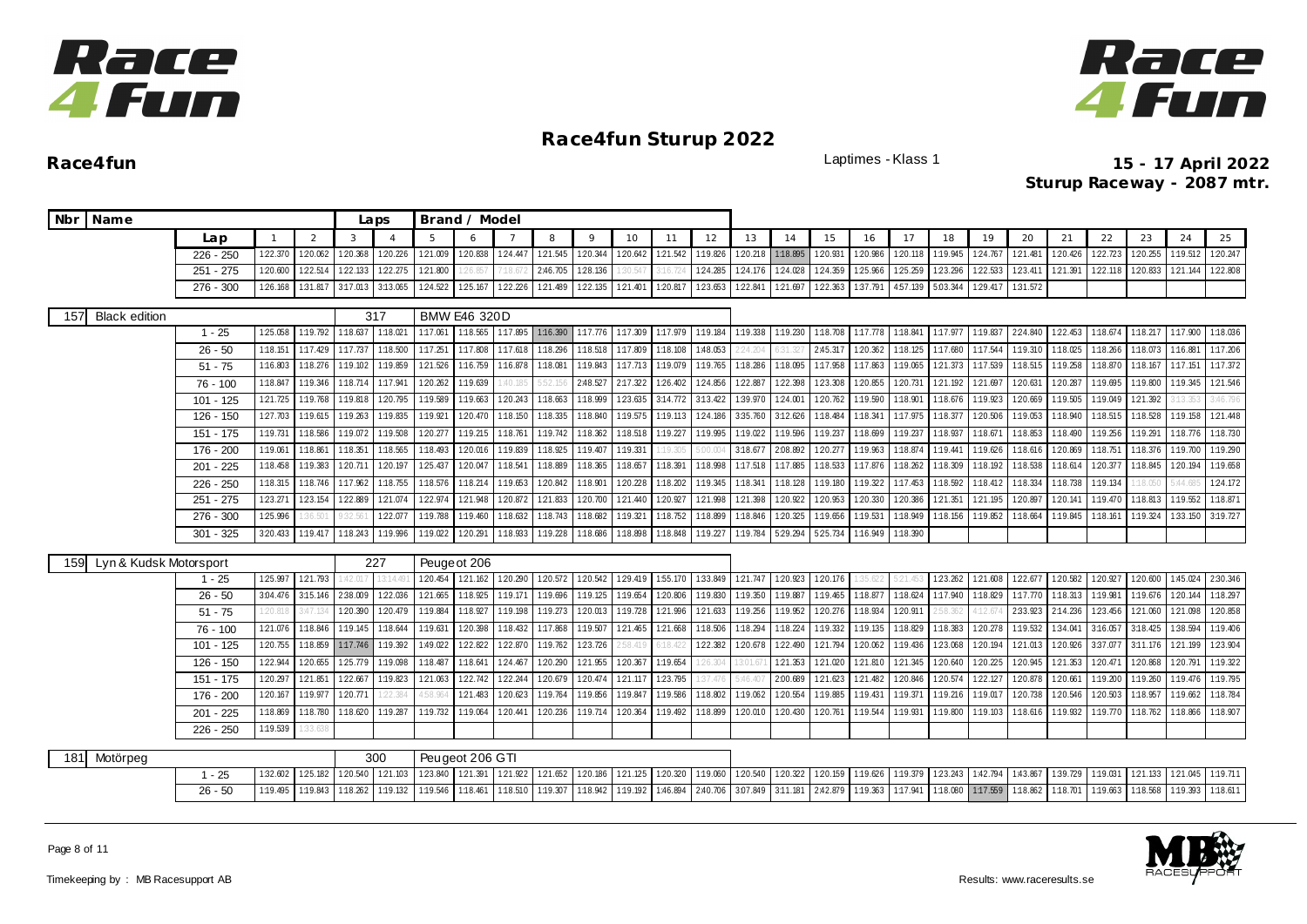# Race4fun Sturup 2022

**Race4fun** — Laptimes - Klass 1

**15 - 17 April 2022**
**Sturup Raceway - 2087 mtr.**

| Nbr | Name | | Laps | Brand / Model |
|---|---|---|---|---|

| Lap | 1 | 2 | 3 | 4 | 5 | 6 | 7 | 8 | 9 | 10 | 11 | 12 | 13 | 14 | 15 | 16 | 17 | 18 | 19 | 20 | 21 | 22 | 23 | 24 | 25 |
|---|---|---|---|---|---|---|---|---|---|---|---|---|---|---|---|---|---|---|---|---|---|---|---|---|---|
| 226 - 250 | 1:22.370 | 1:20.062 | 1:20.368 | 1:20.226 | 1:21.009 | 1:20.838 | 1:24.447 | 1:21.545 | 1:20.344 | 1:20.642 | 1:21.542 | 1:19.826 | 1:20.218 | 1:18.895 | 1:20.931 | 1:20.986 | 1:20.118 | 1:19.945 | 1:24.767 | 1:21.481 | 1:20.426 | 1:22.723 | 1:20.255 | 1:19.512 | 1:20.247 |
| 251 - 275 | 1:20.600 | 1:22.514 | 1:22.133 | 1:22.275 | 1:21.800 | 1:26.857 | 7:18.672 | 2:46.705 | 1:28.136 | 1:30.547 | 3:16.724 | 1:24.285 | 1:24.176 | 1:24.028 | 1:24.359 | 1:25.966 | 1:25.259 | 1:23.296 | 1:22.533 | 1:23.411 | 1:21.391 | 1:22.118 | 1:20.833 | 1:21.144 | 1:22.808 |
| 276 - 300 | 1:26.168 | 1:31.817 | 3:17.013 | 3:13.065 | 1:24.522 | 1:25.167 | 1:22.226 | 1:21.489 | 1:22.135 | 1:21.401 | 1:20.817 | 1:23.653 | 1:22.841 | 1:21.697 | 1:22.363 | 1:37.791 | 4:57.139 | 5:03.344 | 1:29.417 | 1:31.572 | | | | | |

| 157 | Black edition | | 317 | BMW E46 320D |
|---|---|---|---|---|

| Lap | 1 | 2 | 3 | 4 | 5 | 6 | 7 | 8 | 9 | 10 | 11 | 12 | 13 | 14 | 15 | 16 | 17 | 18 | 19 | 20 | 21 | 22 | 23 | 24 | 25 |
|---|---|---|---|---|---|---|---|---|---|---|---|---|---|---|---|---|---|---|---|---|---|---|---|---|---|
| 1 - 25 | 1:25.058 | 1:19.792 | 1:18.637 | 1:18.021 | 1:17.061 | 1:18.565 | 1:17.895 | 1:16.390 | 1:17.776 | 1:17.309 | 1:17.979 | 1:19.184 | 1:19.338 | 1:19.230 | 1:18.708 | 1:17.778 | 1:18.841 | 1:17.977 | 1:19.837 | 2:24.840 | 1:22.453 | 1:18.674 | 1:18.217 | 1:17.900 | 1:18.036 |
| 26 - 50 | 1:18.151 | 1:17.429 | 1:17.737 | 1:18.500 | 1:17.251 | 1:17.808 | 1:17.618 | 1:18.296 | 1:18.518 | 1:17.809 | 1:18.108 | 1:48.053 | 2:24.204 | 6:31.327 | 2:45.317 | 1:20.362 | 1:18.125 | 1:17.680 | 1:17.544 | 1:19.310 | 1:18.025 | 1:18.266 | 1:18.073 | 1:16.881 | 1:17.206 |
| 51 - 75 | 1:16.803 | 1:18.276 | 1:19.102 | 1:19.859 | 1:21.526 | 1:16.759 | 1:16.878 | 1:18.081 | 1:19.843 | 1:17.713 | 1:19.079 | 1:19.765 | 1:18.286 | 1:18.095 | 1:17.958 | 1:17.863 | 1:19.065 | 1:21.373 | 1:17.539 | 1:18.515 | 1:19.258 | 1:18.870 | 1:18.167 | 1:17.151 | 1:17.372 |
| 76 - 100 | 1:18.847 | 1:19.346 | 1:18.714 | 1:17.941 | 1:20.262 | 1:19.639 | 1:40.185 | 5:52.156 | 2:48.527 | 2:17.322 | 1:26.402 | 1:24.856 | 1:22.887 | 1:22.398 | 1:23.308 | 1:20.855 | 1:20.731 | 1:21.192 | 1:21.697 | 1:20.631 | 1:20.287 | 1:19.695 | 1:19.800 | 1:19.345 | 1:21.546 |
| 101 - 125 | 1:21.725 | 1:19.768 | 1:19.818 | 1:20.795 | 1:19.589 | 1:19.663 | 1:20.243 | 1:18.663 | 1:18.999 | 1:23.635 | 3:14.772 | 3:13.422 | 1:39.970 | 1:24.001 | 1:20.762 | 1:19.590 | 1:18.901 | 1:18.676 | 1:19.923 | 1:20.669 | 1:19.505 | 1:19.049 | 1:21.392 | 3:13.353 | 3:46.796 |
| 126 - 150 | 1:27.703 | 1:19.615 | 1:19.263 | 1:19.835 | 1:19.921 | 1:20.470 | 1:18.150 | 1:18.335 | 1:18.840 | 1:19.575 | 1:19.113 | 1:24.186 | 3:35.760 | 3:12.626 | 1:18.484 | 1:18.341 | 1:17.975 | 1:18.377 | 1:20.506 | 1:19.053 | 1:18.940 | 1:18.515 | 1:18.528 | 1:19.158 | 1:21.448 |
| 151 - 175 | 1:19.731 | 1:18.586 | 1:19.072 | 1:19.508 | 1:20.277 | 1:19.215 | 1:18.761 | 1:19.742 | 1:18.362 | 1:18.518 | 1:19.227 | 1:19.995 | 1:19.022 | 1:19.596 | 1:19.237 | 1:18.699 | 1:19.237 | 1:18.937 | 1:18.671 | 1:18.853 | 1:18.490 | 1:19.256 | 1:19.291 | 1:18.776 | 1:18.730 |
| 176 - 200 | 1:19.061 | 1:18.861 | 1:18.351 | 1:18.565 | 1:18.493 | 1:20.016 | 1:19.839 | 1:18.925 | 1:19.407 | 1:19.331 | 1:19.306 | 5:00.004 | 3:18.677 | 2:08.892 | 1:20.277 | 1:19.963 | 1:18.874 | 1:19.441 | 1:19.626 | 1:18.616 | 1:20.869 | 1:18.751 | 1:18.376 | 1:19.700 | 1:19.290 |
| 201 - 225 | 1:18.458 | 1:19.383 | 1:20.711 | 1:20.197 | 1:25.437 | 1:20.047 | 1:18.541 | 1:18.889 | 1:18.365 | 1:18.657 | 1:18.391 | 1:18.998 | 1:17.518 | 1:17.885 | 1:18.533 | 1:17.876 | 1:18.262 | 1:18.309 | 1:18.192 | 1:18.538 | 1:18.614 | 1:20.377 | 1:18.845 | 1:20.194 | 1:19.658 |
| 226 - 250 | 1:18.315 | 1:18.746 | 1:17.962 | 1:18.755 | 1:18.576 | 1:18.214 | 1:19.653 | 1:20.842 | 1:18.901 | 1:20.228 | 1:18.202 | 1:19.345 | 1:18.341 | 1:18.128 | 1:19.180 | 1:19.322 | 1:17.453 | 1:18.592 | 1:18.412 | 1:18.334 | 1:18.738 | 1:19.134 | 1:18.050 | 5:44.665 | 1:24.172 |
| 251 - 275 | 1:23.271 | 1:23.154 | 1:22.889 | 1:21.074 | 1:22.974 | 1:21.948 | 1:20.872 | 1:21.833 | 1:20.700 | 1:21.440 | 1:20.927 | 1:21.998 | 1:21.398 | 1:20.922 | 1:20.953 | 1:20.330 | 1:20.386 | 1:21.351 | 1:21.195 | 1:20.897 | 1:20.141 | 1:19.470 | 1:18.813 | 1:19.552 | 1:18.871 |
| 276 - 300 | 1:25.996 | 1:36.501 | 9:32.561 | 1:22.077 | 1:19.788 | 1:19.460 | 1:18.632 | 1:18.743 | 1:18.682 | 1:19.321 | 1:18.752 | 1:18.899 | 1:18.846 | 1:20.325 | 1:19.656 | 1:19.531 | 1:18.949 | 1:18.156 | 1:19.852 | 1:18.664 | 1:19.845 | 1:18.161 | 1:19.324 | 1:33.150 | 3:19.727 |
| 301 - 325 | 3:20.433 | 1:19.417 | 1:18.243 | 1:19.996 | 1:19.022 | 1:20.291 | 1:18.933 | 1:19.228 | 1:18.686 | 1:18.898 | 1:18.848 | 1:19.227 | 1:19.784 | 5:29.294 | 5:25.734 | 1:16.949 | 1:18.390 | | | | | | | | |

| 159 | Lyn & Kudsk Motorsport | | 227 | Peugeot 206 |
|---|---|---|---|---|

| Lap | 1 | 2 | 3 | 4 | 5 | 6 | 7 | 8 | 9 | 10 | 11 | 12 | 13 | 14 | 15 | 16 | 17 | 18 | 19 | 20 | 21 | 22 | 23 | 24 | 25 |
|---|---|---|---|---|---|---|---|---|---|---|---|---|---|---|---|---|---|---|---|---|---|---|---|---|---|
| 1 - 25 | 1:25.997 | 1:21.793 | 1:42.017 | 13:14.491 | 1:20.454 | 1:21.162 | 1:20.290 | 1:20.572 | 1:20.542 | 1:29.419 | 1:55.170 | 1:33.849 | 1:21.747 | 1:20.923 | 1:20.176 | 1:35.622 | 5:21.453 | 1:23.262 | 1:21.608 | 1:22.677 | 1:20.582 | 1:20.927 | 1:20.600 | 1:45.024 | 2:30.346 |
| 26 - 50 | 3:04.476 | 3:15.146 | 2:38.009 | 1:22.036 | 1:21.665 | 1:18.925 | 1:19.171 | 1:19.696 | 1:19.125 | 1:19.654 | 1:20.806 | 1:19.830 | 1:19.350 | 1:19.887 | 1:19.465 | 1:18.877 | 1:18.624 | 1:17.940 | 1:18.829 | 1:17.770 | 1:18.313 | 1:19.981 | 1:19.676 | 1:20.144 | 1:18.297 |
| 51 - 75 | 1:20.818 | 3:47.134 | 1:20.390 | 1:20.479 | 1:19.884 | 1:18.927 | 1:19.198 | 1:19.273 | 1:20.013 | 1:19.728 | 1:21.996 | 1:21.633 | 1:19.256 | 1:19.952 | 1:20.276 | 1:18.934 | 1:20.911 | 2:58.362 | 4:12.674 | 2:33.923 | 2:14.236 | 1:23.456 | 1:21.060 | 1:21.098 | 1:20.858 |
| 76 - 100 | 1:21.076 | 1:18.846 | 1:19.145 | 1:18.644 | 1:19.631 | 1:20.398 | 1:18.432 | 1:17.868 | 1:19.507 | 1:21.465 | 1:21.668 | 1:18.506 | 1:18.294 | 1:18.224 | 1:19.332 | 1:19.135 | 1:18.829 | 1:18.383 | 1:20.278 | 1:19.532 | 1:34.041 | 3:16.057 | 3:18.425 | 1:38.594 | 1:19.406 |
| 101 - 125 | 1:20.755 | 1:18.859 | 1:17.746 | 1:19.392 | 1:49.022 | 1:22.822 | 1:22.870 | 1:19.762 | 1:23.726 | 2:58.419 | 6:18.423 | 1:22.382 | 1:20.678 | 1:22.490 | 1:21.794 | 1:20.062 | 1:19.436 | 1:23.068 | 1:20.194 | 1:21.013 | 1:20.926 | 3:37.077 | 3:11.176 | 1:21.199 | 1:23.904 |
| 126 - 150 | 1:22.944 | 1:20.655 | 1:25.779 | 1:19.098 | 1:18.487 | 1:18.641 | 1:24.467 | 1:20.290 | 1:21.955 | 1:20.367 | 1:19.654 | 1:26.304 | 13:01.671 | 1:21.353 | 1:21.020 | 1:21.810 | 1:21.345 | 1:20.640 | 1:20.225 | 1:20.945 | 1:21.353 | 1:20.471 | 1:20.868 | 1:20.791 | 1:19.322 |
| 151 - 175 | 1:20.297 | 1:21.851 | 1:22.667 | 1:19.823 | 1:21.063 | 1:22.742 | 1:22.244 | 1:20.679 | 1:20.474 | 1:21.117 | 1:23.795 | 1:37.476 | 5:46.407 | 2:00.689 | 1:21.623 | 1:21.482 | 1:20.846 | 1:20.574 | 1:22.127 | 1:20.878 | 1:20.661 | 1:19.200 | 1:19.260 | 1:19.476 | 1:19.795 |
| 176 - 200 | 1:20.167 | 1:19.977 | 1:20.771 | 1:22.384 | 4:58.964 | 1:21.483 | 1:20.623 | 1:19.764 | 1:19.856 | 1:19.847 | 1:19.586 | 1:18.802 | 1:19.062 | 1:20.554 | 1:19.885 | 1:19.431 | 1:19.371 | 1:19.216 | 1:19.017 | 1:20.738 | 1:20.546 | 1:20.503 | 1:18.957 | 1:19.662 | 1:18.784 |
| 201 - 225 | 1:18.869 | 1:18.780 | 1:18.620 | 1:19.287 | 1:19.732 | 1:19.064 | 1:20.441 | 1:20.236 | 1:19.714 | 1:20.364 | 1:19.492 | 1:18.899 | 1:20.010 | 1:20.430 | 1:20.761 | 1:19.544 | 1:19.931 | 1:19.800 | 1:19.103 | 1:18.616 | 1:19.932 | 1:19.770 | 1:18.762 | 1:18.866 | 1:18.907 |
| 226 - 250 | 1:19.539 | 1:33.638 | | | | | | | | | | | | | | | | | | | | | | | |

| 181 | Motörpeg | | 300 | Peugeot 206 GTI |
|---|---|---|---|---|

| Lap | 1 | 2 | 3 | 4 | 5 | 6 | 7 | 8 | 9 | 10 | 11 | 12 | 13 | 14 | 15 | 16 | 17 | 18 | 19 | 20 | 21 | 22 | 23 | 24 | 25 |
|---|---|---|---|---|---|---|---|---|---|---|---|---|---|---|---|---|---|---|---|---|---|---|---|---|---|
| 1 - 25 | 1:32.602 | 1:25.182 | 1:20.540 | 1:21.103 | 1:23.840 | 1:21.391 | 1:21.922 | 1:21.652 | 1:20.186 | 1:21.125 | 1:20.320 | 1:19.060 | 1:20.540 | 1:20.322 | 1:20.159 | 1:19.626 | 1:19.379 | 1:23.243 | 1:42.794 | 1:43.867 | 1:39.729 | 1:19.031 | 1:21.133 | 1:21.045 | 1:19.711 |
| 26 - 50 | 1:19.495 | 1:19.843 | 1:18.262 | 1:19.132 | 1:19.546 | 1:18.461 | 1:18.510 | 1:19.307 | 1:18.942 | 1:19.192 | 1:46.894 | 2:40.706 | 3:07.849 | 3:11.181 | 2:42.879 | 1:19.363 | 1:17.941 | 1:18.080 | 1:17.559 | 1:18.862 | 1:18.701 | 1:19.663 | 1:18.568 | 1:19.393 | 1:18.611 |

Timekeeping by : MB Racesupport AB — Results: www.raceresults.se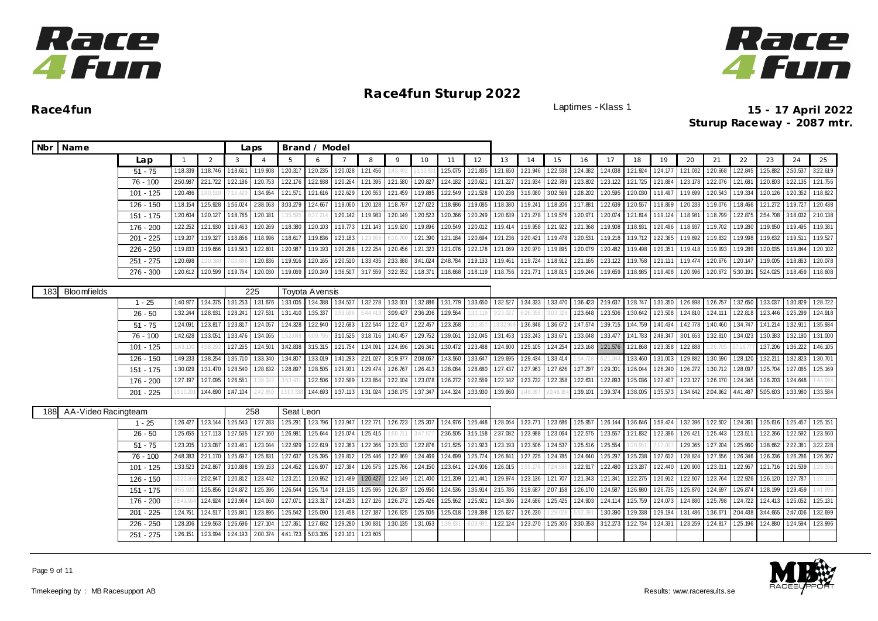# Race4fun Sturup 2022

**Race4fun**

Laptimes - Klass 1

**15 - 17 April 2022**
**Sturup Raceway - 2087 mtr.**

| Nbr | Name | | | | Laps | | Brand / Model | | | | | | | | | | | | | | | | | | | | | | | |
|---|---|---|---|---|---|---|---|---|---|---|---|---|---|---|---|---|---|---|---|---|---|---|---|---|---|---|---|---|---|---|
| | | Lap | 1 | 2 | 3 | 4 | 5 | 6 | 7 | 8 | 9 | 10 | 11 | 12 | 13 | 14 | 15 | 16 | 17 | 18 | 19 | 20 | 21 | 22 | 23 | 24 | 25 |
| | | 51 - 75 | 1:18.339 | 1:18.746 | 1:18.611 | 1:19.908 | 1:20.317 | 1:20.235 | 1:20.028 | 1:21.456 | 1:43.492 | 11:10.931 | 1:25.075 | 1:21.835 | 1:21.650 | 1:21.946 | 1:22.538 | 1:24.382 | 1:24.038 | 1:21.924 | 1:24.177 | 1:21.032 | 1:20.668 | 1:22.845 | 1:25.882 | 2:50.537 | 3:22.619 |
| | | 76 - 100 | 2:50.987 | 2:21.722 | 1:22.186 | 1:20.753 | 1:22.176 | 1:22.938 | 1:20.264 | 1:21.395 | 1:21.580 | 1:20.827 | 1:24.182 | 1:20.621 | 1:21.227 | 1:21.934 | 1:22.789 | 1:23.802 | 1:23.122 | 1:21.725 | 1:21.884 | 1:23.178 | 1:22.076 | 1:21.681 | 1:20.803 | 1:22.135 | 1:21.756 |
| | | 101 - 125 | 1:20.486 | 1:40.518 | 7:16.420 | 1:34.954 | 1:21.571 | 1:21.616 | 1:22.629 | 1:20.553 | 1:21.459 | 1:19.885 | 1:22.549 | 1:21.528 | 1:20.238 | 3:19.080 | 3:02.569 | 1:28.202 | 1:20.595 | 1:20.030 | 1:19.497 | 1:19.699 | 1:20.543 | 1:19.334 | 1:20.126 | 1:20.352 | 1:18.822 |
| | | 126 - 150 | 1:18.154 | 1:25.928 | 1:56.024 | 2:38.063 | 3:03.279 | 1:24.667 | 1:19.060 | 1:20.128 | 1:18.797 | 1:27.022 | 1:18.986 | 1:19.085 | 1:18.380 | 1:19.241 | 1:18.206 | 1:17.881 | 1:22.639 | 1:20.557 | 1:18.869 | 1:20.233 | 1:19.076 | 1:18.466 | 1:21.272 | 1:19.727 | 1:20.438 |
| | | 151 - 175 | 1:20.604 | 1:20.127 | 1:18.765 | 1:20.181 | 1:35.595 | 9:37.214 | 1:20.142 | 1:19.983 | 1:20.149 | 1:20.523 | 1:20.366 | 1:20.249 | 1:20.639 | 1:21.278 | 1:19.576 | 1:20.971 | 1:20.074 | 1:21.814 | 1:19.124 | 1:18.981 | 1:18.799 | 1:22.875 | 2:54.708 | 3:18.032 | 2:10.138 |
| | | 176 - 200 | 1:22.252 | 1:21.930 | 1:19.463 | 1:20.269 | 1:18.380 | 1:20.103 | 1:19.773 | 1:21.143 | 1:19.620 | 1:19.896 | 1:20.549 | 1:20.012 | 1:19.414 | 1:19.958 | 1:21.922 | 1:21.368 | 1:19.908 | 1:18.931 | 1:20.496 | 1:18.937 | 1:19.702 | 1:19.280 | 1:19.950 | 1:19.495 | 1:19.381 |
| | | 201 - 225 | 1:19.207 | 1:19.327 | 1:18.856 | 1:18.996 | 1:18.617 | 1:19.836 | 1:23.183 | 1:23.956 | 6:10.700 | 1:21.390 | 1:21.184 | 1:20.694 | 1:21.236 | 1:20.421 | 1:19.478 | 1:20.531 | 1:19.218 | 1:19.712 | 1:22.365 | 1:19.692 | 1:19.832 | 1:19.998 | 1:19.632 | 1:19.511 | 1:19.527 |
| | | 226 - 250 | 1:19.833 | 1:19.666 | 1:19.563 | 1:22.601 | 1:20.987 | 1:19.193 | 1:20.288 | 1:22.254 | 1:20.456 | 1:21.323 | 1:21.076 | 1:22.178 | 1:21.069 | 1:20.970 | 1:19.895 | 1:20.079 | 1:20.482 | 1:19.498 | 1:20.351 | 1:19.418 | 1:19.993 | 1:19.289 | 1:20.935 | 1:19.844 | 1:20.102 |
| | | 251 - 275 | 1:20.698 | 1:30.380 | 7:03.896 | 1:20.836 | 1:19.916 | 1:20.165 | 1:20.510 | 1:33.435 | 2:33.888 | 3:41.024 | 2:48.784 | 1:19.133 | 1:19.461 | 1:19.724 | 1:18.912 | 1:21.165 | 1:23.122 | 1:19.768 | 1:21.111 | 1:19.474 | 1:20.676 | 1:20.147 | 1:19.005 | 1:18.863 | 1:20.078 |
| | | 276 - 300 | 1:20.612 | 1:20.599 | 1:19.764 | 1:20.030 | 1:19.069 | 1:20.249 | 1:36.507 | 3:17.559 | 3:22.552 | 1:18.371 | 1:18.668 | 1:18.119 | 1:18.756 | 1:21.771 | 1:18.815 | 1:19.246 | 1:19.659 | 1:18.985 | 1:19.408 | 1:20.996 | 1:20.672 | 5:30.191 | 5:24.025 | 1:18.459 | 1:18.608 |
| 183 | Bloomfields | | | | 225 | | Toyota Avensis | | | | | | | | | | | | | | | | | | | | | | | |
| | | 1 - 25 | 1:40.977 | 1:34.375 | 1:31.253 | 1:31.676 | 1:33.005 | 1:34.388 | 1:34.537 | 1:32.278 | 1:33.001 | 1:32.886 | 1:31.779 | 1:33.650 | 1:32.527 | 1:34.333 | 1:33.470 | 1:36.423 | 2:19.637 | 1:28.747 | 1:31.350 | 1:26.898 | 1:26.757 | 1:32.650 | 1:33.037 | 1:30.829 | 1:28.722 |
| | | 26 - 50 | 1:32.244 | 1:28.931 | 1:28.241 | 1:27.531 | 1:31.410 | 1:35.337 | 1:58.696 | 5:44.419 | 3:09.427 | 2:36.206 | 1:29.564 | 1:30.119 | 9:23.027 | 6:26.356 | 3:03.326 | 1:23.648 | 1:23.506 | 1:30.642 | 1:23.508 | 1:24.810 | 1:24.111 | 1:22.818 | 1:23.446 | 1:25.299 | 1:24.918 |
| | | 51 - 75 | 1:24.091 | 1:23.817 | 1:23.817 | 1:24.057 | 1:24.328 | 1:22.940 | 1:22.693 | 1:22.544 | 1:22.417 | 1:22.457 | 1:23.268 | 1:31.857 | 13:32.969 | 1:36.848 | 1:36.672 | 1:47.574 | 1:39.715 | 1:44.759 | 1:40.434 | 1:42.778 | 1:40.460 | 1:34.747 | 1:41.214 | 1:32.911 | 1:35.934 |
| | | 76 - 100 | 1:42.628 | 1:33.051 | 1:33.476 | 1:34.065 | 1:52.049 | 1:09.795 | 3:10.525 | 3:18.716 | 1:40.457 | 1:29.752 | 1:39.061 | 1:32.045 | 1:31.453 | 1:33.243 | 1:33.671 | 1:33.048 | 1:33.477 | 1:41.783 | 2:48.347 | 3:01.653 | 1:32.810 | 1:34.023 | 1:30.383 | 1:32.180 | 1:31.000 |
| | | 101 - 125 | 1:43.130 | 4:08.292 | 1:27.265 | 1:24.501 | 3:42.838 | 3:15.315 | 1:21.754 | 1:24.091 | 1:24.696 | 1:26.341 | 1:30.472 | 1:23.488 | 1:24.900 | 1:25.105 | 1:24.254 | 1:23.168 | 1:21.576 | 1:21.868 | 1:23.358 | 1:22.888 | 1:26.705 | 27:16.777 | 1:37.206 | 1:36.222 | 1:46.105 |
| | | 126 - 150 | 1:49.233 | 1:38.254 | 1:35.710 | 1:33.340 | 1:34.807 | 1:33.019 | 1:41.293 | 2:21.027 | 3:19.977 | 2:08.067 | 1:43.560 | 1:33.647 | 1:29.695 | 1:29.434 | 1:33.414 | 1:54.728 | 6:21.344 | 1:33.460 | 1:31.003 | 1:29.882 | 1:30.590 | 1:28.120 | 1:32.211 | 1:32.823 | 1:30.701 |
| | | 151 - 175 | 1:30.029 | 1:31.470 | 1:28.540 | 1:28.632 | 1:28.897 | 1:28.505 | 1:29.931 | 1:29.474 | 1:26.767 | 1:26.413 | 1:28.084 | 1:28.680 | 1:27.437 | 1:27.963 | 1:27.626 | 1:27.297 | 1:29.301 | 1:26.044 | 1:26.240 | 1:26.272 | 1:30.712 | 1:28.097 | 1:25.704 | 1:27.065 | 1:25.169 |
| | | 176 - 200 | 1:27.197 | 1:27.095 | 1:26.551 | 1:38.322 | 3:53.431 | 1:22.506 | 1:22.589 | 1:23.854 | 1:22.104 | 1:23.078 | 1:26.272 | 1:22.559 | 1:22.142 | 1:23.732 | 1:22.358 | 1:22.631 | 1:22.893 | 1:25.036 | 1:22.407 | 1:23.127 | 1:26.170 | 1:24.345 | 1:26.203 | 1:24.648 | 1:44.044 |
| | | 201 - 225 | 15:10.201 | 1:44.690 | 1:47.104 | 2:42.850 | 13:07.338 | 1:44.693 | 1:37.113 | 1:31.024 | 1:38.175 | 1:37.347 | 1:44.324 | 1:33.930 | 1:39.960 | 1:49.097 | 20:46.384 | 1:39.101 | 1:39.374 | 1:38.005 | 1:35.573 | 1:34.642 | 2:04.962 | 4:41.487 | 5:05.603 | 1:33.980 | 1:33.584 |
| 188 | AA-Video Racingteam | | | | 258 | | Seat Leon | | | | | | | | | | | | | | | | | | | | | | | |
| | | 1 - 25 | 1:26.427 | 1:23.144 | 1:25.543 | 1:27.283 | 1:25.291 | 1:23.796 | 1:23.947 | 1:22.771 | 1:26.723 | 1:25.307 | 1:24.976 | 1:25.448 | 1:28.064 | 1:23.771 | 1:23.686 | 1:25.957 | 1:26.144 | 1:36.646 | 1:59.424 | 1:32.396 | 1:22.502 | 1:24.361 | 1:25.616 | 1:25.457 | 1:25.151 |
| | | 26 - 50 | 1:25.655 | 1:27.113 | 1:27.535 | 1:27.160 | 1:26.981 | 1:25.644 | 1:25.074 | 1:25.415 | 1:50.211 | 3:47.577 | 2:36.505 | 3:15.158 | 2:37.082 | 1:23.988 | 1:23.064 | 1:22.575 | 1:23.557 | 1:21.832 | 1:22.396 | 1:26.421 | 1:25.443 | 1:23.511 | 1:22.266 | 1:22.592 | 1:23.560 |
| | | 51 - 75 | 1:23.205 | 1:23.087 | 1:23.461 | 1:23.044 | 1:22.929 | 1:22.619 | 1:22.363 | 1:22.366 | 1:23.533 | 1:22.876 | 1:21.525 | 1:21.923 | 1:23.193 | 1:23.506 | 1:24.537 | 1:25.516 | 1:25.554 | 1:28.951 | 7:17.007 | 1:29.365 | 1:27.204 | 1:25.960 | 1:38.662 | 2:22.381 | 3:22.228 |
| | | 76 - 100 | 2:48.383 | 2:21.170 | 1:25.697 | 1:25.831 | 1:27.637 | 1:25.395 | 1:29.812 | 1:25.446 | 1:22.869 | 1:24.469 | 1:24.699 | 1:25.774 | 1:26.841 | 1:27.225 | 1:24.785 | 1:24.640 | 1:25.297 | 1:25.238 | 1:27.612 | 1:28.824 | 1:27.556 | 1:26.346 | 1:26.336 | 1:26.286 | 1:26.367 |
| | | 101 - 125 | 1:33.523 | 2:42.867 | 3:10.898 | 1:39.153 | 1:24.452 | 1:26.907 | 1:27.394 | 1:26.575 | 1:25.786 | 1:24.150 | 1:23.641 | 1:24.906 | 1:26.015 | 1:55.278 | 7:24.586 | 1:22.917 | 1:22.480 | 1:23.287 | 1:22.440 | 1:20.900 | 1:23.011 | 1:22.967 | 1:21.716 | 1:21.539 | 1:25.556 |
| | | 126 - 150 | 12:22.369 | 2:02.947 | 1:20.812 | 1:23.442 | 1:23.211 | 1:20.952 | 1:21.489 | 1:20.427 | 1:22.149 | 1:21.400 | 1:21.209 | 1:21.441 | 1:29.974 | 1:23.136 | 1:21.707 | 1:21.343 | 1:21.341 | 1:22.275 | 1:20.912 | 1:22.507 | 1:23.764 | 1:22.926 | 1:26.120 | 1:27.787 | 1:28.126 |
| | | 151 - 175 | 9:55.920 | 1:25.856 | 1:24.872 | 1:25.396 | 1:26.544 | 1:26.714 | 1:28.135 | 1:25.595 | 1:26.337 | 1:26.950 | 1:24.536 | 1:35.914 | 2:15.786 | 3:19.687 | 2:07.158 | 1:26.170 | 1:24.587 | 1:26.980 | 1:26.735 | 1:25.870 | 1:24.697 | 1:26.874 | 1:28.199 | 1:29.459 | 1:41.995 |
| | | 176 - 200 | 38:43.064 | 1:24.924 | 1:23.984 | 1:24.060 | 1:27.071 | 1:23.317 | 1:24.233 | 1:27.126 | 1:26.272 | 1:25.426 | 1:25.962 | 1:25.921 | 1:24.396 | 1:24.686 | 1:25.425 | 1:24.903 | 1:24.114 | 1:25.759 | 1:24.073 | 1:24.880 | 1:25.798 | 1:24.722 | 1:24.413 | 1:25.052 | 1:25.131 |
| | | 201 - 225 | 1:24.751 | 1:24.517 | 1:25.841 | 1:23.895 | 1:25.542 | 1:25.090 | 1:25.458 | 1:27.187 | 1:26.625 | 1:25.505 | 1:25.018 | 1:28.398 | 1:25.627 | 1:26.230 | 1:29.026 | 5:52.391 | 1:30.390 | 1:29.338 | 1:29.194 | 1:31.486 | 1:36.671 | 2:04.438 | 3:44.665 | 2:47.006 | 1:32.699 |
| | | 226 - 250 | 1:28.206 | 1:29.563 | 1:26.696 | 1:27.104 | 1:27.361 | 1:27.682 | 1:29.280 | 1:30.831 | 1:30.135 | 1:31.063 | 1:39.831 | 6:03.991 | 1:22.124 | 1:23.270 | 1:25.305 | 3:30.353 | 3:12.273 | 1:22.734 | 1:24.331 | 1:23.259 | 1:24.817 | 1:25.196 | 1:24.880 | 1:24.594 | 1:23.996 |
| | | 251 - 275 | 1:26.151 | 1:23.994 | 1:24.193 | 2:00.374 | 4:41.723 | 5:03.305 | 1:23.101 | 1:23.605 | | | | | | | | | | | | | | | | | |

Timekeeping by : MB Racesupport AB

Results: www.raceresults.se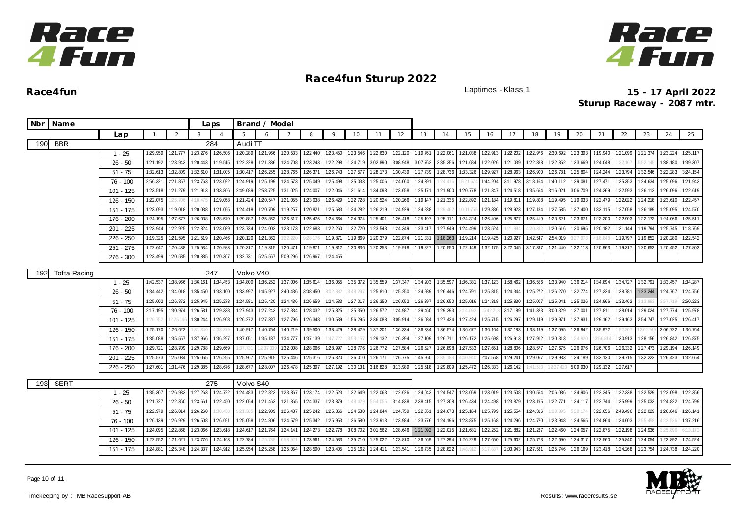# Race4fun Sturup 2022

**Race4fun**

Laptimes - Klass 1

**15 - 17 April 2022**
**Sturup Raceway - 2087 mtr.**

| Nbr | Name | | | Laps | | Brand / Model | | | | | | | | | | | | | | | | | | | | | | | | |
|---|---|---|---|---|---|---|---|---|---|---|---|---|---|---|---|---|---|---|---|---|---|---|---|---|---|---|---|---|---|---|
| | | Lap | 1 | 2 | 3 | 4 | 5 | 6 | 7 | 8 | 9 | 10 | 11 | 12 | 13 | 14 | 15 | 16 | 17 | 18 | 19 | 20 | 21 | 22 | 23 | 24 | 25 |
| 190 | BBR | | | | 284 | | Audi TT | | | | | | | | | | | | | | | | | | | | |
| | | 1 - 25 | 1:29.959 | 1:21.777 | 1:23.276 | 1:26.506 | 1:20.289 | 1:21.966 | 1:20.533 | 1:22.440 | 1:23.450 | 1:23.546 | 1:22.630 | 1:22.120 | 1:19.761 | 1:22.061 | 1:21.038 | 1:22.913 | 1:22.202 | 1:22.976 | 2:30.692 | 1:23.393 | 1:19.940 | 1:21.099 | 1:21.374 | 1:23.224 | 1:25.117 |
| | | 26 - 50 | 1:21.192 | 1:23.943 | 1:20.443 | 1:19.515 | 1:22.228 | 1:21.336 | 1:24.708 | 1:23.243 | 1:22.298 | 1:34.719 | 3:02.890 | 3:08.948 | 3:07.762 | 2:35.356 | 1:21.684 | 1:22.026 | 1:21.039 | 1:22.888 | 1:22.852 | 1:23.669 | 1:24.048 | 1:22.167 | 6:52.145 | 1:38.180 | 1:39.307 |
| | | 51 - 75 | 1:32.613 | 1:32.809 | 1:32.610 | 1:31.005 | 1:30.417 | 1:26.255 | 1:28.765 | 1:26.371 | 1:26.743 | 1:27.577 | 1:28.173 | 1:30.439 | 1:27.739 | 1:28.736 | 1:33.326 | 1:29.927 | 1:28.963 | 1:26.900 | 1:26.781 | 1:25.804 | 1:24.244 | 1:23.794 | 1:32.546 | 3:22.283 | 3:24.154 |
| | | 76 - 100 | 2:56.321 | 2:21.857 | 1:23.763 | 1:23.022 | 1:24.919 | 1:25.199 | 1:24.573 | 1:25.049 | 1:25.498 | 1:25.033 | 1:25.006 | 1:24.060 | 1:24.391 | 1:24.416 | 15:21.674 | 1:44.204 | 3:11.978 | 3:18.164 | 1:40.112 | 1:29.081 | 1:27.471 | 1:25.353 | 1:24.634 | 1:25.696 | 1:21.943 |
| | | 101 - 125 | 1:23.518 | 1:21.279 | 1:21.913 | 1:33.866 | 2:49.689 | 2:58.725 | 1:31.025 | 1:24.007 | 1:22.046 | 1:21.614 | 1:34.098 | 1:23.658 | 1:25.171 | 1:21.900 | 1:20.778 | 1:21.347 | 1:24.518 | 1:35.654 | 3:16.021 | 3:06.709 | 1:24.369 | 1:22.593 | 1:26.112 | 1:26.096 | 1:22.619 |
| | | 126 - 150 | 1:22.075 | 1:25.706 | 4:18.475 | 1:19.058 | 1:21.424 | 1:20.547 | 1:21.055 | 1:23.038 | 1:26.429 | 1:22.728 | 1:20.524 | 1:20.266 | 1:19.147 | 1:21.335 | 1:22.892 | 1:21.184 | 1:19.811 | 1:19.808 | 1:19.495 | 1:19.933 | 1:22.479 | 1:22.022 | 1:24.218 | 1:23.610 | 1:22.457 |
| | | 151 - 175 | 1:23.693 | 1:19.018 | 1:20.038 | 1:21.055 | 1:24.418 | 1:20.709 | 1:19.257 | 1:20.821 | 1:25.683 | 1:24.282 | 1:26.219 | 1:24.929 | 1:24.238 | 1:29.462 | 10:01.765 | 1:29.386 | 1:28.923 | 1:27.184 | 1:27.585 | 1:27.400 | 1:33.115 | 1:27.058 | 1:26.189 | 1:25.095 | 1:24.570 |
| | | 176 - 200 | 1:24.195 | 1:27.677 | 1:26.038 | 1:28.579 | 1:29.887 | 1:25.863 | 1:26.517 | 1:25.475 | 1:24.664 | 1:24.374 | 1:25.401 | 1:26.418 | 1:25.197 | 1:25.111 | 1:24.324 | 1:26.406 | 1:25.877 | 1:25.419 | 1:23.621 | 1:23.671 | 1:23.300 | 1:22.903 | 1:22.173 | 1:24.066 | 1:25.511 |
| | | 201 - 225 | 1:23.944 | 1:22.925 | 1:22.824 | 1:23.089 | 1:23.734 | 1:24.002 | 1:23.173 | 1:22.683 | 1:22.260 | 1:22.720 | 1:23.543 | 1:24.349 | 1:23.417 | 1:27.949 | 1:24.499 | 1:23.524 | 1:21.994 | 4:20.392 | 1:20.616 | 1:20.695 | 1:20.182 | 1:21.144 | 1:19.794 | 1:25.745 | 1:18.769 |
| | | 226 - 250 | 1:19.325 | 1:21.595 | 1:21.519 | 1:20.466 | 1:20.120 | 1:21.362 | 1:22.226 | 9:28.176 | 1:19.871 | 1:19.869 | 1:20.379 | 1:22.874 | 1:21.331 | 1:18.263 | 1:19.214 | 1:19.425 | 1:20.927 | 1:42.547 | 2:54.019 | 3:27.973 | 4:18.848 | 1:19.797 | 1:19.852 | 1:20.280 | 1:22.542 |
| | | 251 - 275 | 1:22.647 | 1:20.438 | 1:25.534 | 1:20.983 | 1:20.317 | 1:19.315 | 1:20.471 | 1:19.871 | 1:19.812 | 1:20.836 | 1:20.253 | 1:19.918 | 1:19.827 | 1:20.550 | 1:22.149 | 1:32.175 | 3:22.045 | 3:17.397 | 1:21.440 | 1:22.113 | 1:20.963 | 1:19.317 | 1:20.653 | 1:20.452 | 1:27.802 |
| | | 276 - 300 | 1:23.499 | 1:20.585 | 1:20.885 | 1:20.367 | 1:32.731 | 5:25.567 | 5:09.296 | 1:26.967 | 1:24.455 | | | | | | | | | | | | | | | | |
| 192 | Tofta Racing | | | | 247 | | Volvo V40 | | | | | | | | | | | | | | | | | | | | |
| | | 1 - 25 | 1:42.537 | 1:38.966 | 1:36.161 | 1:34.453 | 1:34.800 | 1:36.252 | 1:37.006 | 1:35.614 | 1:36.055 | 1:35.372 | 1:35.559 | 1:37.347 | 1:34.203 | 1:35.597 | 1:36.381 | 1:37.123 | 1:58.462 | 1:36.556 | 1:33.940 | 1:36.214 | 1:34.894 | 1:34.727 | 1:32.791 | 1:33.457 | 1:34.287 |
| | | 26 - 50 | 1:34.442 | 1:34.018 | 1:35.450 | 1:33.100 | 1:33.997 | 1:45.927 | 2:40.436 | 3:08.450 | 3:02.882 | 3:48.297 | 1:25.810 | 1:25.250 | 1:24.989 | 1:26.446 | 1:24.791 | 1:25.815 | 1:24.344 | 1:25.272 | 1:26.270 | 1:32.774 | 1:27.324 | 1:28.781 | 1:23.244 | 1:24.767 | 1:24.756 |
| | | 51 - 75 | 1:25.602 | 1:26.872 | 1:25.945 | 1:25.273 | 1:24.581 | 1:25.420 | 1:24.436 | 1:26.659 | 1:24.533 | 1:27.017 | 1:26.350 | 1:26.052 | 1:26.397 | 1:26.650 | 1:25.016 | 1:24.318 | 1:25.830 | 1:25.007 | 1:25.041 | 1:25.026 | 1:24.966 | 1:33.462 | 3:13.893 | 3:57.719 | 2:50.223 |
| | | 76 - 100 | 2:17.195 | 1:30.974 | 1:26.581 | 1:29.338 | 1:27.943 | 1:27.243 | 1:27.334 | 1:28.032 | 1:25.825 | 1:25.350 | 1:26.572 | 1:24.987 | 1:29.460 | 1:29.293 | 2:34.093 | 15:42.213 | 3:17.189 | 1:41.323 | 3:00.329 | 1:27.001 | 1:27.811 | 1:28.014 | 1:29.024 | 1:27.774 | 1:25.978 |
| | | 101 - 125 | 1:26.752 | 12:25.146 | 1:30.244 | 1:26.908 | 1:26.272 | 1:27.387 | 1:27.796 | 1:26.348 | 1:30.539 | 1:56.295 | 2:36.088 | 3:05.914 | 1:26.084 | 1:27.424 | 1:27.424 | 1:25.715 | 1:26.297 | 1:29.149 | 1:29.971 | 1:27.931 | 1:29.162 | 1:29.163 | 2:54.747 | 1:27.025 | 1:26.417 |
| | | 126 - 150 | 1:25.170 | 1:26.622 | 1:31.340 | 4:08.379 | 1:40.917 | 1:40.754 | 1:40.219 | 1:39.500 | 1:38.429 | 1:38.429 | 1:37.201 | 1:36.334 | 1:36.334 | 1:36.574 | 1:36.677 | 1:36.164 | 1:37.183 | 1:38.199 | 1:37.095 | 1:36.942 | 1:35.972 | 1:52.807 | 12:01.968 | 2:06.722 | 1:36.764 |
| | | 151 - 175 | 1:35.088 | 1:35.557 | 1:37.966 | 1:36.297 | 1:37.051 | 1:35.187 | 1:34.777 | 1:37.139 | 1:47.722 | 3:53.157 | 1:29.132 | 1:26.394 | 1:27.109 | 1:26.711 | 1:26.172 | 1:25.698 | 1:26.913 | 1:27.912 | 1:30.313 | 1:34.920 | 13:56.814 | 1:30.913 | 1:28.156 | 1:26.842 | 1:26.875 |
| | | 176 - 200 | 1:29.721 | 1:28.709 | 1:29.788 | 1:29.669 | 1:37.731 | 12:37.339 | 1:32.008 | 1:28.066 | 1:28.997 | 1:28.776 | 1:26.772 | 1:27.584 | 1:26.527 | 1:26.898 | 1:27.533 | 1:27.651 | 1:28.806 | 1:28.577 | 1:27.675 | 1:26.976 | 1:26.706 | 1:26.332 | 1:27.473 | 1:29.194 | 1:26.149 |
| | | 201 - 225 | 1:25.573 | 1:25.034 | 1:25.065 | 1:26.255 | 1:25.967 | 1:25.915 | 1:25.446 | 1:25.316 | 1:26.320 | 1:26.010 | 1:26.171 | 1:26.775 | 1:45.960 | 2:35.183 | 4:40.940 | 2:07.568 | 1:29.241 | 1:29.067 | 1:29.933 | 1:34.189 | 1:32.120 | 1:29.715 | 1:32.222 | 1:26.423 | 1:32.664 |
| | | 226 - 250 | 1:27.601 | 1:31.476 | 1:29.385 | 1:28.676 | 1:28.677 | 1:28.007 | 1:26.478 | 1:25.397 | 1:27.192 | 1:30.131 | 3:16.828 | 3:13.989 | 1:25.618 | 1:29.809 | 1:25.472 | 1:26.333 | 1:26.142 | 1:41.513 | 12:37.413 | 5:09.930 | 1:29.132 | 1:27.617 | | | |
| 193 | SERT | | | | 275 | | Volvo S40 | | | | | | | | | | | | | | | | | | | | |
| | | 1 - 25 | 1:35.307 | 1:26.933 | 1:27.263 | 1:24.722 | 1:24.483 | 1:22.823 | 1:23.867 | 1:23.174 | 1:22.523 | 1:22.649 | 1:22.063 | 1:22.626 | 1:24.043 | 1:24.547 | 1:23.059 | 1:23.019 | 1:23.508 | 1:30.554 | 2:06.086 | 1:24.906 | 1:22.245 | 1:22.338 | 1:22.529 | 1:22.098 | 1:22.356 |
| | | 26 - 50 | 1:21.727 | 1:22.360 | 1:23.661 | 1:22.450 | 1:22.054 | 1:21.462 | 1:21.865 | 1:24.337 | 1:23.879 | 1:48.429 | 5:54.055 | 3:14.838 | 2:38.415 | 1:27.308 | 1:26.434 | 1:24.498 | 1:23.879 | 1:23.195 | 1:22.771 | 1:24.117 | 1:22.744 | 1:25.999 | 1:25.033 | 1:24.822 | 1:24.799 |
| | | 51 - 75 | 1:22.979 | 1:26.014 | 1:26.260 | 1:30.450 | 9:21.305 | 1:22.909 | 1:26.437 | 1:25.242 | 1:25.866 | 1:24.530 | 1:24.844 | 1:24.759 | 1:22.551 | 1:24.673 | 1:25.164 | 1:25.799 | 1:25.554 | 1:24.316 | 1:28.395 | 5:28.174 | 3:22.656 | 2:49.496 | 2:22.029 | 1:26.846 | 1:26.141 |
| | | 76 - 100 | 1:26.139 | 1:26.929 | 1:26.508 | 1:26.691 | 1:25.058 | 1:24.806 | 1:24.579 | 1:25.342 | 1:25.953 | 1:26.580 | 1:23.913 | 1:23.984 | 1:23.776 | 1:24.196 | 1:23.875 | 1:25.168 | 1:24.296 | 1:24.720 | 1:23.948 | 1:24.565 | 1:24.864 | 1:34.603 | 2:55.458 | 4:22.526 | 1:37.216 |
| | | 101 - 125 | 1:24.095 | 1:22.868 | 1:23.066 | 1:23.618 | 1:24.617 | 1:21.764 | 1:24.141 | 1:24.273 | 1:22.778 | 3:08.702 | 3:01.562 | 1:28.646 | 1:21.092 | 1:22.015 | 1:21.681 | 1:22.252 | 1:21.882 | 1:21.237 | 1:22.460 | 1:24.057 | 1:22.875 | 1:22.198 | 1:24.936 | 3:25.896 | 6:13.172 |
| | | 126 - 150 | 1:22.552 | 1:21.621 | 1:23.776 | 1:24.163 | 1:22.784 | 1:25.788 | 6:58.921 | 1:23.561 | 1:24.533 | 1:25.710 | 1:25.022 | 1:23.810 | 1:26.669 | 1:27.394 | 1:26.229 | 1:27.650 | 1:25.602 | 1:25.773 | 1:22.690 | 1:24.317 | 1:23.560 | 1:25.840 | 1:24.054 | 1:23.892 | 1:24.524 |
| | | 151 - 175 | 1:24.881 | 1:25.348 | 1:24.337 | 1:24.912 | 1:25.954 | 1:25.258 | 1:25.054 | 1:28.590 | 1:23.405 | 1:25.162 | 1:24.411 | 1:23.541 | 1:26.735 | 1:28.822 | 1:48.912 | 5:17.837 | 2:03.943 | 1:27.531 | 1:25.746 | 1:26.169 | 1:23.418 | 1:24.268 | 1:23.754 | 1:24.738 | 1:24.220 |

Timekeeping by : MB Racesupport AB

Results: www.raceresults.se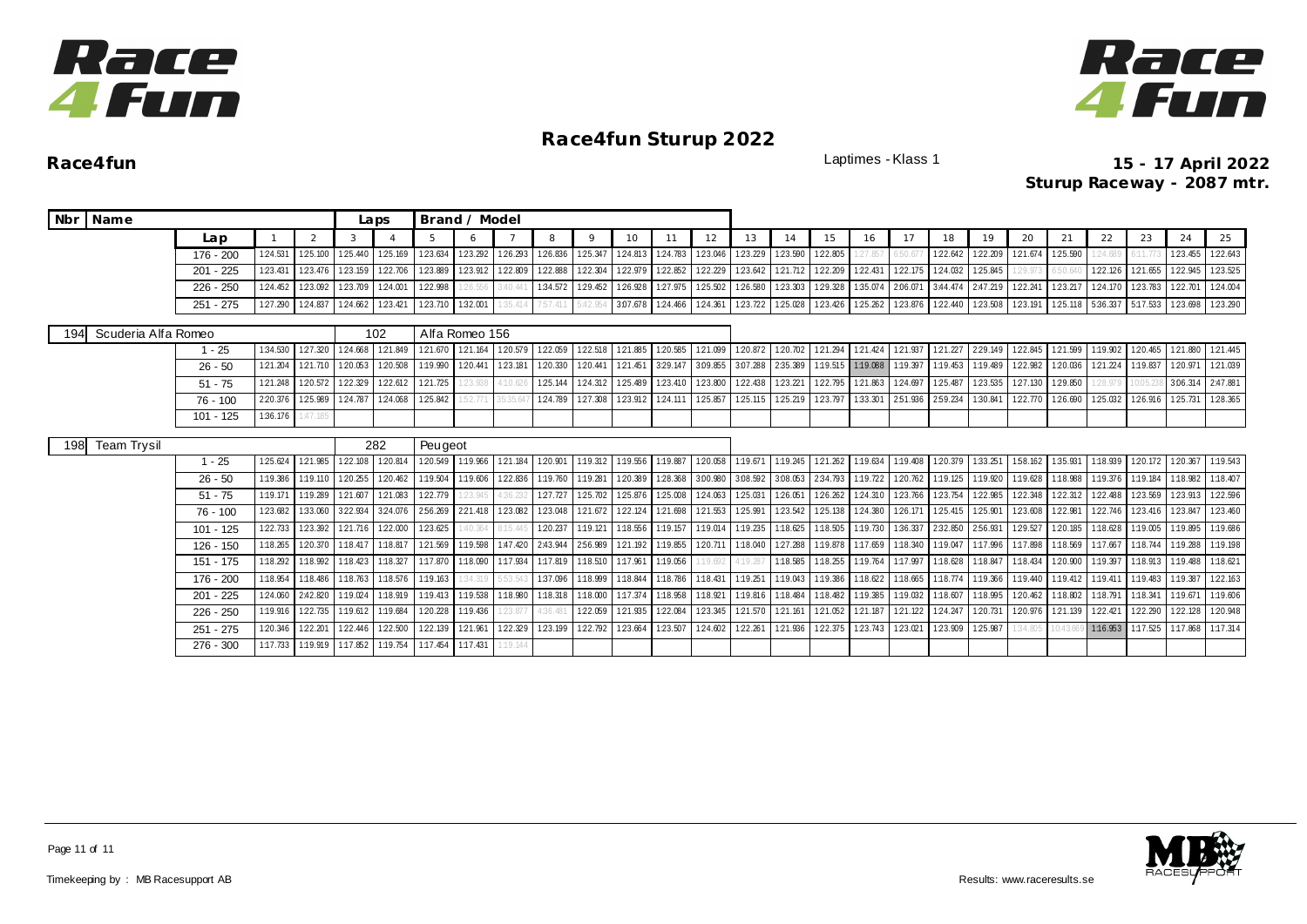# Race4fun Sturup 2022

**Race4fun** Laptimes - Klass 1 **15 - 17 April 2022**
**Sturup Raceway - 2087 mtr.**

| Nbr | Name | Lap | 1 | 2 | 3 | 4 | 5 | 6 | 7 | 8 | 9 | 10 | 11 | 12 | 13 | 14 | 15 | 16 | 17 | 18 | 19 | 20 | 21 | 22 | 23 | 24 | 25 |
|---|---|---|---|---|---|---|---|---|---|---|---|---|---|---|---|---|---|---|---|---|---|---|---|---|---|---|---|
| | | 176 - 200 | 1:24.531 | 1:25.100 | 1:25.440 | 1:25.169 | 1:23.634 | 1:23.292 | 1:26.293 | 1:26.836 | 1:25.347 | 1:24.813 | 1:24.783 | 1:23.046 | 1:23.229 | 1:23.590 | 1:22.805 | 1:27.857 | 6:50.677 | 1:22.642 | 1:22.209 | 1:21.674 | 1:25.590 | 1:24.689 | 6:11.773 | 1:23.455 | 1:22.643 |
| | | 201 - 225 | 1:23.431 | 1:23.476 | 1:23.159 | 1:22.706 | 1:23.889 | 1:23.912 | 1:22.809 | 1:22.888 | 1:22.304 | 1:22.979 | 1:22.852 | 1:22.229 | 1:23.642 | 1:21.712 | 1:22.209 | 1:22.431 | 1:22.175 | 1:24.032 | 1:25.845 | 1:29.973 | 6:50.640 | 1:22.126 | 1:21.655 | 1:22.945 | 1:23.525 |
| | | 226 - 250 | 1:24.452 | 1:23.092 | 1:23.709 | 1:24.001 | 1:22.998 | 1:26.556 | 3:40.441 | 1:34.572 | 1:29.452 | 1:26.928 | 1:27.975 | 1:25.502 | 1:26.580 | 1:23.303 | 1:29.328 | 1:35.074 | 2:06.071 | 3:44.474 | 2:47.219 | 1:22.241 | 1:23.217 | 1:24.170 | 1:23.783 | 1:22.701 | 1:24.004 |
| | | 251 - 275 | 1:27.290 | 1:24.837 | 1:24.662 | 1:23.421 | 1:23.710 | 1:32.001 | 1:35.414 | 7:57.411 | 5:42.954 | 3:07.678 | 1:24.466 | 1:24.361 | 1:23.722 | 1:25.028 | 1:23.426 | 1:25.262 | 1:23.876 | 1:22.440 | 1:23.508 | 1:23.191 | 1:25.118 | 5:36.337 | 5:17.533 | 1:23.698 | 1:23.290 |
| 194 | Scuderia Alfa Romeo | Laps: 102 | Alfa Romeo 156 | | | | | | | | | | | | | | | | | | | | | | | | |
| | | 1 - 25 | 1:34.530 | 1:27.320 | 1:24.668 | 1:21.849 | 1:21.670 | 1:21.164 | 1:20.579 | 1:22.059 | 1:22.518 | 1:21.885 | 1:20.585 | 1:21.099 | 1:20.872 | 1:20.702 | 1:21.294 | 1:21.424 | 1:21.937 | 1:21.227 | 2:29.149 | 1:22.845 | 1:21.599 | 1:19.902 | 1:20.465 | 1:21.880 | 1:21.445 |
| | | 26 - 50 | 1:21.204 | 1:21.710 | 1:20.053 | 1:20.508 | 1:19.990 | 1:20.441 | 1:23.181 | 1:20.330 | 1:20.441 | 1:21.451 | 3:29.147 | 3:09.855 | 3:07.288 | 2:35.389 | 1:19.515 | 1:19.088 | 1:19.397 | 1:19.453 | 1:19.489 | 1:22.982 | 1:20.036 | 1:21.224 | 1:19.837 | 1:20.971 | 1:21.039 |
| | | 51 - 75 | 1:21.248 | 1:20.572 | 1:22.329 | 1:22.612 | 1:21.725 | 1:23.938 | 4:10.626 | 1:25.144 | 1:24.312 | 1:25.489 | 1:23.410 | 1:23.800 | 1:22.438 | 1:23.221 | 1:22.795 | 1:21.863 | 1:24.697 | 1:25.487 | 1:23.535 | 1:27.130 | 1:29.850 | 1:28.979 | 10:05.238 | 3:06.314 | 2:47.881 |
| | | 76 - 100 | 2:20.376 | 1:25.989 | 1:24.787 | 1:24.068 | 1:25.842 | 1:52.771 | 35:35.647 | 1:24.789 | 1:27.308 | 1:23.912 | 1:24.111 | 1:25.857 | 1:25.115 | 1:25.219 | 1:23.797 | 1:33.301 | 2:51.936 | 2:59.234 | 1:30.841 | 1:22.770 | 1:26.690 | 1:25.032 | 1:26.916 | 1:25.731 | 1:28.365 |
| | | 101 - 125 | 1:36.176 | 1:47.185 | | | | | | | | | | | | | | | | | | | | | | | |
| 198 | Team Trysil | Laps: 282 | Peugeot | | | | | | | | | | | | | | | | | | | | | | | | |
| | | 1 - 25 | 1:25.624 | 1:21.985 | 1:22.108 | 1:20.814 | 1:20.549 | 1:19.966 | 1:21.184 | 1:20.901 | 1:19.312 | 1:19.556 | 1:19.887 | 1:20.058 | 1:19.671 | 1:19.245 | 1:21.262 | 1:19.634 | 1:19.408 | 1:20.379 | 1:33.251 | 1:58.162 | 1:35.931 | 1:18.939 | 1:20.172 | 1:20.367 | 1:19.543 |
| | | 26 - 50 | 1:19.386 | 1:19.110 | 1:20.255 | 1:20.462 | 1:19.504 | 1:19.606 | 1:22.836 | 1:19.760 | 1:19.281 | 1:20.389 | 1:28.368 | 3:00.980 | 3:08.592 | 3:08.053 | 2:34.793 | 1:19.722 | 1:20.762 | 1:19.125 | 1:19.920 | 1:19.628 | 1:18.988 | 1:19.376 | 1:19.184 | 1:18.982 | 1:18.407 |
| | | 51 - 75 | 1:19.171 | 1:19.289 | 1:21.607 | 1:21.083 | 1:22.779 | 1:23.945 | 4:36.232 | 1:27.727 | 1:25.702 | 1:25.876 | 1:25.008 | 1:24.063 | 1:25.031 | 1:26.051 | 1:26.262 | 1:24.310 | 1:23.766 | 1:23.754 | 1:22.985 | 1:22.348 | 1:22.312 | 1:22.488 | 1:23.569 | 1:23.913 | 1:22.596 |
| | | 76 - 100 | 1:23.682 | 1:33.060 | 3:22.934 | 3:24.076 | 2:56.269 | 2:21.418 | 1:23.082 | 1:23.048 | 1:21.672 | 1:22.124 | 1:21.698 | 1:21.553 | 1:25.991 | 1:23.542 | 1:25.138 | 1:24.380 | 1:26.171 | 1:25.415 | 1:25.901 | 1:23.608 | 1:22.981 | 1:22.746 | 1:23.416 | 1:23.847 | 1:23.460 |
| | | 101 - 125 | 1:22.733 | 1:23.392 | 1:21.716 | 1:22.000 | 1:23.625 | 1:40.364 | 8:15.445 | 1:20.237 | 1:19.121 | 1:18.556 | 1:19.157 | 1:19.014 | 1:19.235 | 1:18.625 | 1:18.505 | 1:19.730 | 1:36.337 | 2:32.850 | 2:56.931 | 1:29.527 | 1:20.185 | 1:18.628 | 1:19.005 | 1:19.895 | 1:19.686 |
| | | 126 - 150 | 1:18.265 | 1:20.370 | 1:18.417 | 1:18.817 | 1:21.569 | 1:19.598 | 1:47.420 | 2:43.944 | 2:56.989 | 1:21.192 | 1:19.855 | 1:20.711 | 1:18.040 | 1:27.288 | 1:19.878 | 1:17.659 | 1:18.340 | 1:19.047 | 1:17.996 | 1:17.898 | 1:18.569 | 1:17.667 | 1:18.744 | 1:19.288 | 1:19.198 |
| | | 151 - 175 | 1:18.292 | 1:18.992 | 1:18.423 | 1:18.327 | 1:17.870 | 1:18.090 | 1:17.934 | 1:17.819 | 1:18.510 | 1:17.961 | 1:19.056 | 1:19.692 | 4:19.287 | 1:18.585 | 1:18.255 | 1:19.764 | 1:17.997 | 1:18.628 | 1:18.847 | 1:18.434 | 1:20.900 | 1:19.397 | 1:18.913 | 1:19.488 | 1:18.621 |
| | | 176 - 200 | 1:18.954 | 1:18.486 | 1:18.763 | 1:18.576 | 1:19.163 | 1:34.319 | 5:53.543 | 1:37.096 | 1:18.999 | 1:18.844 | 1:18.786 | 1:18.431 | 1:19.251 | 1:19.043 | 1:19.386 | 1:18.622 | 1:18.665 | 1:18.774 | 1:19.366 | 1:19.440 | 1:19.412 | 1:19.411 | 1:19.483 | 1:19.387 | 1:22.163 |
| | | 201 - 225 | 1:24.060 | 2:42.820 | 1:19.024 | 1:18.919 | 1:19.413 | 1:19.538 | 1:18.980 | 1:18.318 | 1:18.000 | 1:17.374 | 1:18.958 | 1:18.921 | 1:19.816 | 1:18.484 | 1:18.482 | 1:19.385 | 1:19.032 | 1:18.607 | 1:18.995 | 1:20.462 | 1:18.802 | 1:18.791 | 1:18.341 | 1:19.671 | 1:19.606 |
| | | 226 - 250 | 1:19.916 | 1:22.735 | 1:19.612 | 1:19.684 | 1:20.228 | 1:19.436 | 1:23.877 | 4:36.481 | 1:22.059 | 1:21.935 | 1:22.084 | 1:23.345 | 1:21.570 | 1:21.161 | 1:21.052 | 1:21.187 | 1:21.122 | 1:24.247 | 1:20.731 | 1:20.976 | 1:21.139 | 1:22.421 | 1:22.290 | 1:22.128 | 1:20.948 |
| | | 251 - 275 | 1:20.346 | 1:22.201 | 1:22.446 | 1:22.500 | 1:22.139 | 1:21.961 | 1:22.329 | 1:23.199 | 1:22.792 | 1:23.664 | 1:23.507 | 1:24.602 | 1:22.261 | 1:21.936 | 1:22.375 | 1:23.743 | 1:23.021 | 1:23.909 | 1:25.987 | 1:34.805 | 10:43.669 | 1:16.953 | 1:17.525 | 1:17.868 | 1:17.314 |
| | | 276 - 300 | 1:17.733 | 1:19.919 | 1:17.852 | 1:19.754 | 1:17.454 | 1:17.431 | 1:19.144 | | | | | | | | | | | | | | | | | | |

Timekeeping by : MB Racesupport AB

Results: www.raceresults.se